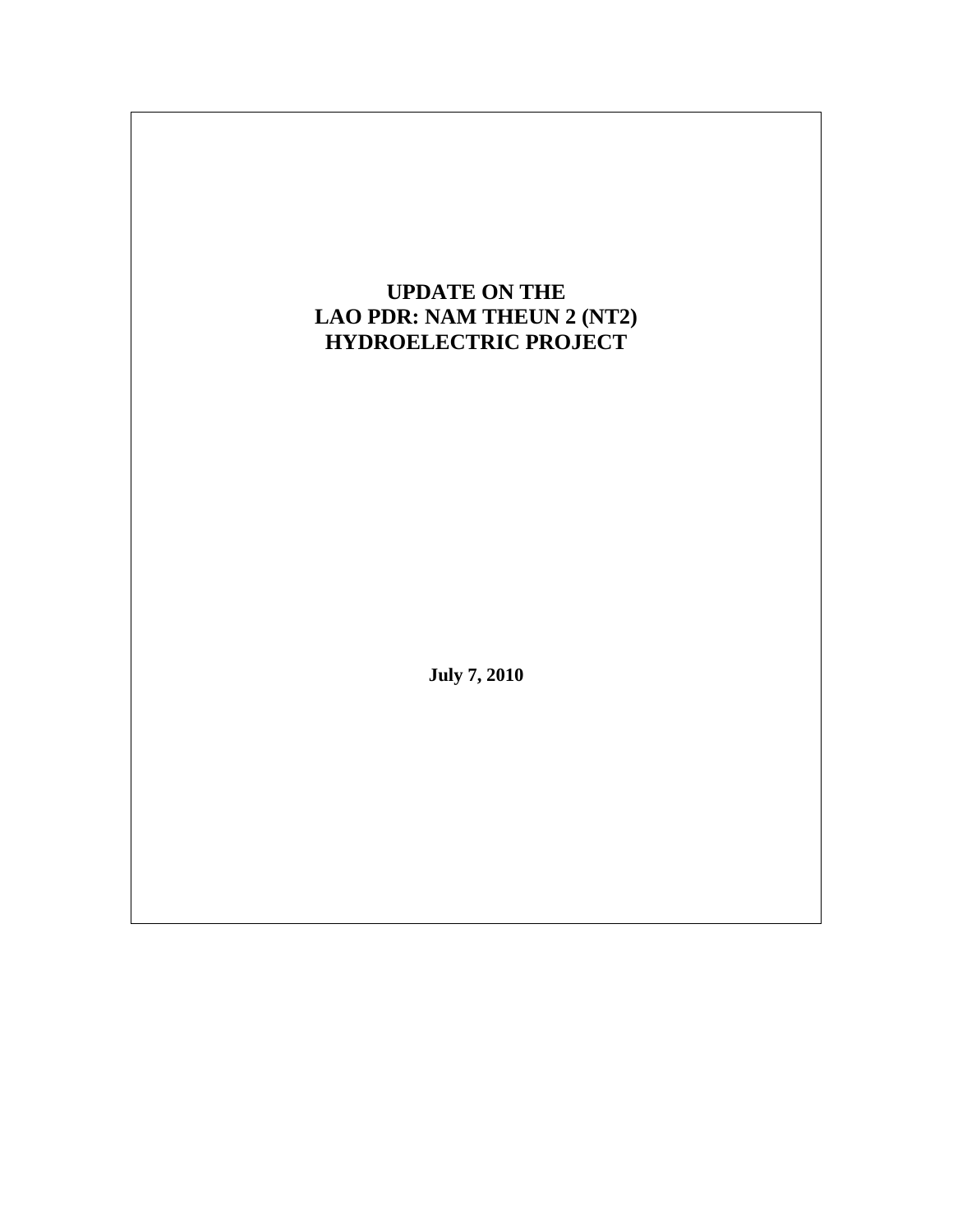# UPDATE ON THE LAO PDR: NAM THEUN 2 (NT2) HYDROELECTRIC PROJECT

**July 7, 2010**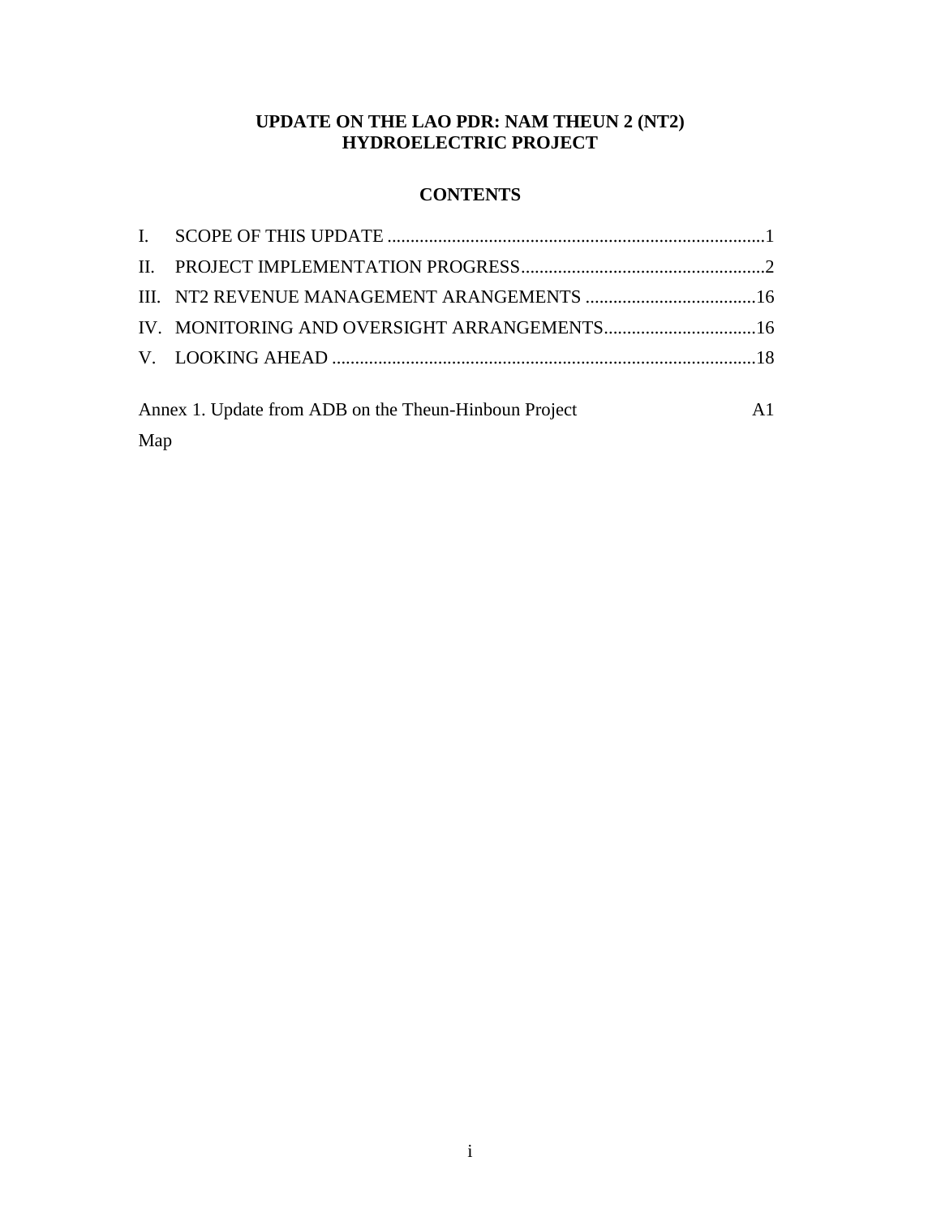# UPDATE ON THE LAO PDR: NAM THEUN 2 (NT2) HYDROELECTRIC PROJECT

## CONTENTS

I. SCOPE OF THIS UPDATE .......................................................................................1

II. PROJECT IMPLEMENTATION PROGRESS......................................................2

III. NT2 REVENUE MANAGEMENT ARANGEMENTS .......................................16

IV. MONITORING AND OVERSIGHT ARRANGEMENTS...................................16

V. LOOKING AHEAD ...............................................................................................18

Annex 1. Update from ADB on the Theun-Hinboun Project A1

Map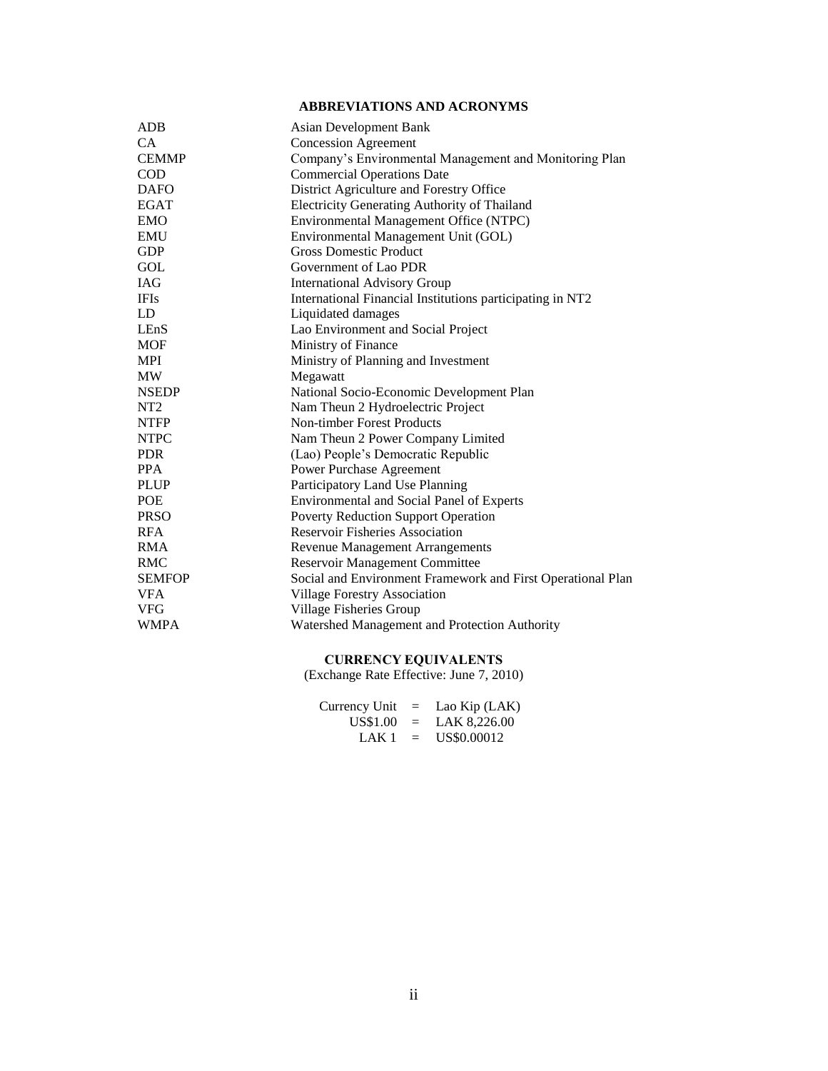## ABBREVIATIONS AND ACRONYMS

| | |
|---|---|
| ADB | Asian Development Bank |
| CA | Concession Agreement |
| CEMMP | Company's Environmental Management and Monitoring Plan |
| COD | Commercial Operations Date |
| DAFO | District Agriculture and Forestry Office |
| EGAT | Electricity Generating Authority of Thailand |
| EMO | Environmental Management Office (NTPC) |
| EMU | Environmental Management Unit (GOL) |
| GDP | Gross Domestic Product |
| GOL | Government of Lao PDR |
| IAG | International Advisory Group |
| IFIs | International Financial Institutions participating in NT2 |
| LD | Liquidated damages |
| LEnS | Lao Environment and Social Project |
| MOF | Ministry of Finance |
| MPI | Ministry of Planning and Investment |
| MW | Megawatt |
| NSEDP | National Socio-Economic Development Plan |
| NT2 | Nam Theun 2 Hydroelectric Project |
| NTFP | Non-timber Forest Products |
| NTPC | Nam Theun 2 Power Company Limited |
| PDR | (Lao) People's Democratic Republic |
| PPA | Power Purchase Agreement |
| PLUP | Participatory Land Use Planning |
| POE | Environmental and Social Panel of Experts |
| PRSO | Poverty Reduction Support Operation |
| RFA | Reservoir Fisheries Association |
| RMA | Revenue Management Arrangements |
| RMC | Reservoir Management Committee |
| SEMFOP | Social and Environment Framework and First Operational Plan |
| VFA | Village Forestry Association |
| VFG | Village Fisheries Group |
| WMPA | Watershed Management and Protection Authority |

## CURRENCY EQUIVALENTS

(Exchange Rate Effective: June 7, 2010)

| | | |
|---|---|---|
| Currency Unit | = | Lao Kip (LAK) |
| US$1.00 | = | LAK 8,226.00 |
| LAK 1 | = | US$0.00012 |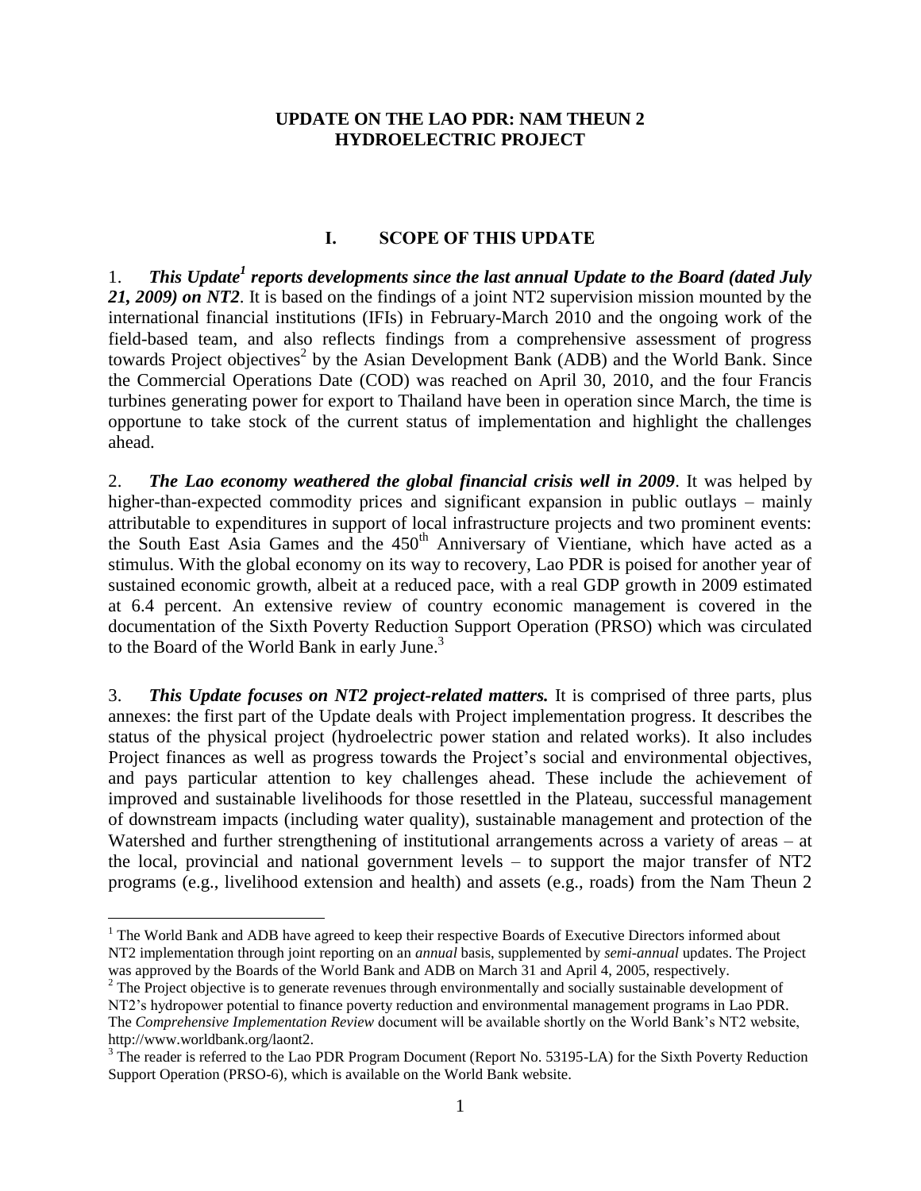# UPDATE ON THE LAO PDR: NAM THEUN 2 HYDROELECTRIC PROJECT

## I. SCOPE OF THIS UPDATE

1. ***This Update[1] reports developments since the last annual Update to the Board (dated July 21, 2009) on NT2***. It is based on the findings of a joint NT2 supervision mission mounted by the international financial institutions (IFIs) in February-March 2010 and the ongoing work of the field-based team, and also reflects findings from a comprehensive assessment of progress towards Project objectives[2] by the Asian Development Bank (ADB) and the World Bank. Since the Commercial Operations Date (COD) was reached on April 30, 2010, and the four Francis turbines generating power for export to Thailand have been in operation since March, the time is opportune to take stock of the current status of implementation and highlight the challenges ahead.

2. ***The Lao economy weathered the global financial crisis well in 2009***. It was helped by higher-than-expected commodity prices and significant expansion in public outlays – mainly attributable to expenditures in support of local infrastructure projects and two prominent events: the South East Asia Games and the 450th Anniversary of Vientiane, which have acted as a stimulus. With the global economy on its way to recovery, Lao PDR is poised for another year of sustained economic growth, albeit at a reduced pace, with a real GDP growth in 2009 estimated at 6.4 percent. An extensive review of country economic management is covered in the documentation of the Sixth Poverty Reduction Support Operation (PRSO) which was circulated to the Board of the World Bank in early June.[3]

3. ***This Update focuses on NT2 project-related matters.*** It is comprised of three parts, plus annexes: the first part of the Update deals with Project implementation progress. It describes the status of the physical project (hydroelectric power station and related works). It also includes Project finances as well as progress towards the Project's social and environmental objectives, and pays particular attention to key challenges ahead. These include the achievement of improved and sustainable livelihoods for those resettled in the Plateau, successful management of downstream impacts (including water quality), sustainable management and protection of the Watershed and further strengthening of institutional arrangements across a variety of areas – at the local, provincial and national government levels – to support the major transfer of NT2 programs (e.g., livelihood extension and health) and assets (e.g., roads) from the Nam Theun 2

---

[1] The World Bank and ADB have agreed to keep their respective Boards of Executive Directors informed about NT2 implementation through joint reporting on an *annual* basis, supplemented by *semi-annual* updates. The Project was approved by the Boards of the World Bank and ADB on March 31 and April 4, 2005, respectively.

[2] The Project objective is to generate revenues through environmentally and socially sustainable development of NT2's hydropower potential to finance poverty reduction and environmental management programs in Lao PDR. The *Comprehensive Implementation Review* document will be available shortly on the World Bank's NT2 website, http://www.worldbank.org/laont2.

[3] The reader is referred to the Lao PDR Program Document (Report No. 53195-LA) for the Sixth Poverty Reduction Support Operation (PRSO-6), which is available on the World Bank website.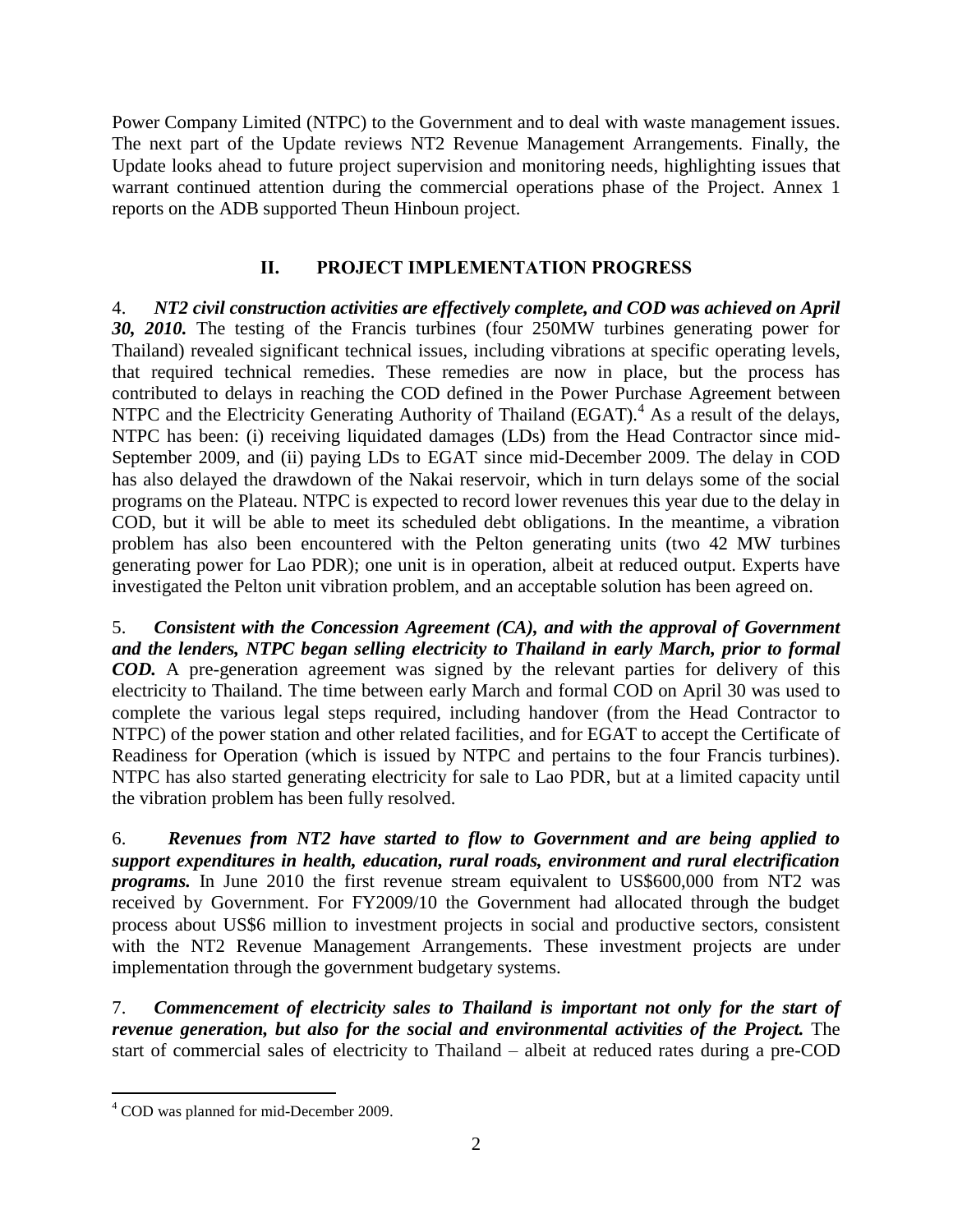Power Company Limited (NTPC) to the Government and to deal with waste management issues. The next part of the Update reviews NT2 Revenue Management Arrangements. Finally, the Update looks ahead to future project supervision and monitoring needs, highlighting issues that warrant continued attention during the commercial operations phase of the Project. Annex 1 reports on the ADB supported Theun Hinboun project.

## II. PROJECT IMPLEMENTATION PROGRESS

4. ***NT2 civil construction activities are effectively complete, and COD was achieved on April 30, 2010.*** The testing of the Francis turbines (four 250MW turbines generating power for Thailand) revealed significant technical issues, including vibrations at specific operating levels, that required technical remedies. These remedies are now in place, but the process has contributed to delays in reaching the COD defined in the Power Purchase Agreement between NTPC and the Electricity Generating Authority of Thailand (EGAT).[4] As a result of the delays, NTPC has been: (i) receiving liquidated damages (LDs) from the Head Contractor since mid-September 2009, and (ii) paying LDs to EGAT since mid-December 2009. The delay in COD has also delayed the drawdown of the Nakai reservoir, which in turn delays some of the social programs on the Plateau. NTPC is expected to record lower revenues this year due to the delay in COD, but it will be able to meet its scheduled debt obligations. In the meantime, a vibration problem has also been encountered with the Pelton generating units (two 42 MW turbines generating power for Lao PDR); one unit is in operation, albeit at reduced output. Experts have investigated the Pelton unit vibration problem, and an acceptable solution has been agreed on.

5. ***Consistent with the Concession Agreement (CA), and with the approval of Government and the lenders, NTPC began selling electricity to Thailand in early March, prior to formal COD.*** A pre-generation agreement was signed by the relevant parties for delivery of this electricity to Thailand. The time between early March and formal COD on April 30 was used to complete the various legal steps required, including handover (from the Head Contractor to NTPC) of the power station and other related facilities, and for EGAT to accept the Certificate of Readiness for Operation (which is issued by NTPC and pertains to the four Francis turbines). NTPC has also started generating electricity for sale to Lao PDR, but at a limited capacity until the vibration problem has been fully resolved.

6. ***Revenues from NT2 have started to flow to Government and are being applied to support expenditures in health, education, rural roads, environment and rural electrification programs.*** In June 2010 the first revenue stream equivalent to US$600,000 from NT2 was received by Government. For FY2009/10 the Government had allocated through the budget process about US$6 million to investment projects in social and productive sectors, consistent with the NT2 Revenue Management Arrangements. These investment projects are under implementation through the government budgetary systems.

7. ***Commencement of electricity sales to Thailand is important not only for the start of revenue generation, but also for the social and environmental activities of the Project.*** The start of commercial sales of electricity to Thailand – albeit at reduced rates during a pre-COD

[4] COD was planned for mid-December 2009.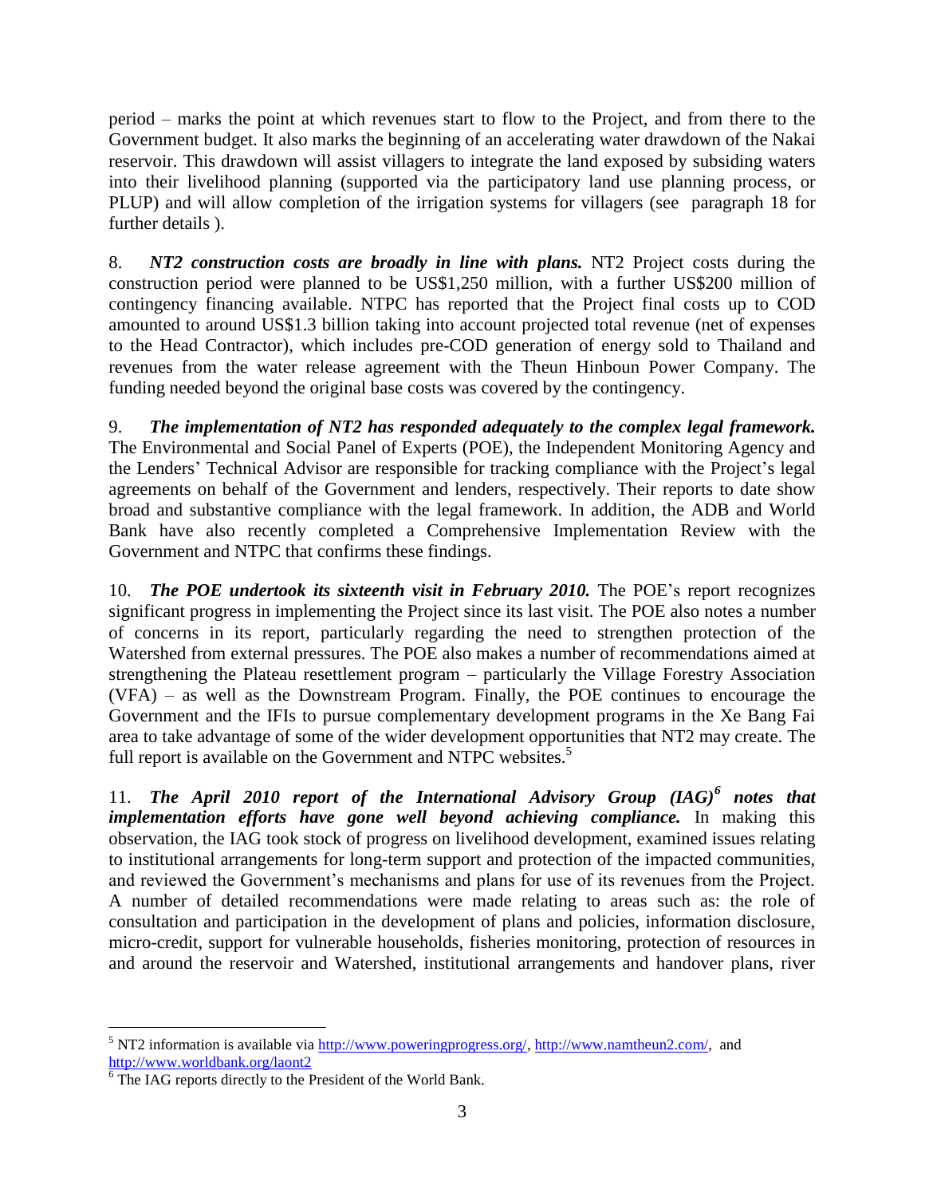period – marks the point at which revenues start to flow to the Project, and from there to the Government budget. It also marks the beginning of an accelerating water drawdown of the Nakai reservoir. This drawdown will assist villagers to integrate the land exposed by subsiding waters into their livelihood planning (supported via the participatory land use planning process, or PLUP) and will allow completion of the irrigation systems for villagers (see paragraph 18 for further details ).

8. ***NT2 construction costs are broadly in line with plans.*** NT2 Project costs during the construction period were planned to be US$1,250 million, with a further US$200 million of contingency financing available. NTPC has reported that the Project final costs up to COD amounted to around US$1.3 billion taking into account projected total revenue (net of expenses to the Head Contractor), which includes pre-COD generation of energy sold to Thailand and revenues from the water release agreement with the Theun Hinboun Power Company. The funding needed beyond the original base costs was covered by the contingency.

9. ***The implementation of NT2 has responded adequately to the complex legal framework.*** The Environmental and Social Panel of Experts (POE), the Independent Monitoring Agency and the Lenders' Technical Advisor are responsible for tracking compliance with the Project's legal agreements on behalf of the Government and lenders, respectively. Their reports to date show broad and substantive compliance with the legal framework. In addition, the ADB and World Bank have also recently completed a Comprehensive Implementation Review with the Government and NTPC that confirms these findings.

10. ***The POE undertook its sixteenth visit in February 2010.*** The POE's report recognizes significant progress in implementing the Project since its last visit. The POE also notes a number of concerns in its report, particularly regarding the need to strengthen protection of the Watershed from external pressures. The POE also makes a number of recommendations aimed at strengthening the Plateau resettlement program – particularly the Village Forestry Association (VFA) – as well as the Downstream Program. Finally, the POE continues to encourage the Government and the IFIs to pursue complementary development programs in the Xe Bang Fai area to take advantage of some of the wider development opportunities that NT2 may create. The full report is available on the Government and NTPC websites.[5]

11. ***The April 2010 report of the International Advisory Group (IAG)[6] notes that implementation efforts have gone well beyond achieving compliance.*** In making this observation, the IAG took stock of progress on livelihood development, examined issues relating to institutional arrangements for long-term support and protection of the impacted communities, and reviewed the Government's mechanisms and plans for use of its revenues from the Project. A number of detailed recommendations were made relating to areas such as: the role of consultation and participation in the development of plans and policies, information disclosure, micro-credit, support for vulnerable households, fisheries monitoring, protection of resources in and around the reservoir and Watershed, institutional arrangements and handover plans, river

---

[5] NT2 information is available via http://www.poweringprogress.org/, http://www.namtheun2.com/, and http://www.worldbank.org/laont2

[6] The IAG reports directly to the President of the World Bank.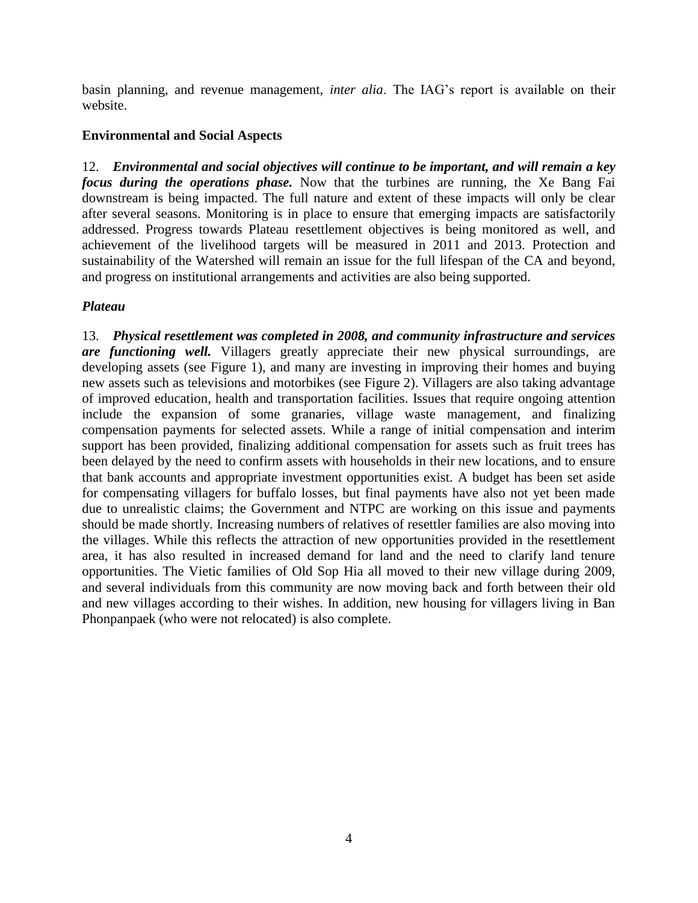basin planning, and revenue management, *inter alia*. The IAG's report is available on their website.

**Environmental and Social Aspects**

12. ***Environmental and social objectives will continue to be important, and will remain a key focus during the operations phase.*** Now that the turbines are running, the Xe Bang Fai downstream is being impacted. The full nature and extent of these impacts will only be clear after several seasons. Monitoring is in place to ensure that emerging impacts are satisfactorily addressed. Progress towards Plateau resettlement objectives is being monitored as well, and achievement of the livelihood targets will be measured in 2011 and 2013. Protection and sustainability of the Watershed will remain an issue for the full lifespan of the CA and beyond, and progress on institutional arrangements and activities are also being supported.

***Plateau***

13. ***Physical resettlement was completed in 2008, and community infrastructure and services are functioning well.*** Villagers greatly appreciate their new physical surroundings, are developing assets (see Figure 1), and many are investing in improving their homes and buying new assets such as televisions and motorbikes (see Figure 2). Villagers are also taking advantage of improved education, health and transportation facilities. Issues that require ongoing attention include the expansion of some granaries, village waste management, and finalizing compensation payments for selected assets. While a range of initial compensation and interim support has been provided, finalizing additional compensation for assets such as fruit trees has been delayed by the need to confirm assets with households in their new locations, and to ensure that bank accounts and appropriate investment opportunities exist. A budget has been set aside for compensating villagers for buffalo losses, but final payments have also not yet been made due to unrealistic claims; the Government and NTPC are working on this issue and payments should be made shortly. Increasing numbers of relatives of resettler families are also moving into the villages. While this reflects the attraction of new opportunities provided in the resettlement area, it has also resulted in increased demand for land and the need to clarify land tenure opportunities. The Vietic families of Old Sop Hia all moved to their new village during 2009, and several individuals from this community are now moving back and forth between their old and new villages according to their wishes. In addition, new housing for villagers living in Ban Phonpanpaek (who were not relocated) is also complete.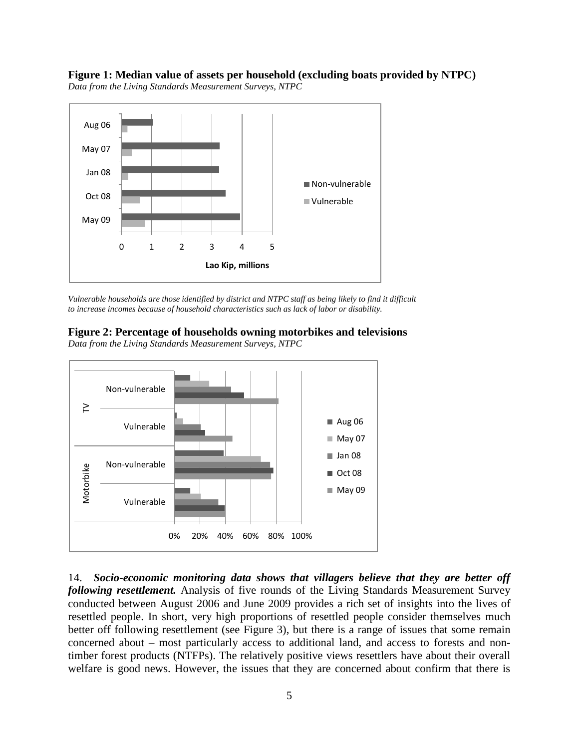**Figure 1: Median value of assets per household (excluding boats provided by NTPC)**

*Data from the Living Standards Measurement Surveys, NTPC*

*Vulnerable households are those identified by district and NTPC staff as being likely to find it difficult to increase incomes because of household characteristics such as lack of labor or disability.*

**Figure 2: Percentage of households owning motorbikes and televisions**

*Data from the Living Standards Measurement Surveys, NTPC*

14. ***Socio-economic monitoring data shows that villagers believe that they are better off following resettlement.*** Analysis of five rounds of the Living Standards Measurement Survey conducted between August 2006 and June 2009 provides a rich set of insights into the lives of resettled people. In short, very high proportions of resettled people consider themselves much better off following resettlement (see Figure 3), but there is a range of issues that some remain concerned about – most particularly access to additional land, and access to forests and non-timber forest products (NTFPs). The relatively positive views resettlers have about their overall welfare is good news. However, the issues that they are concerned about confirm that there is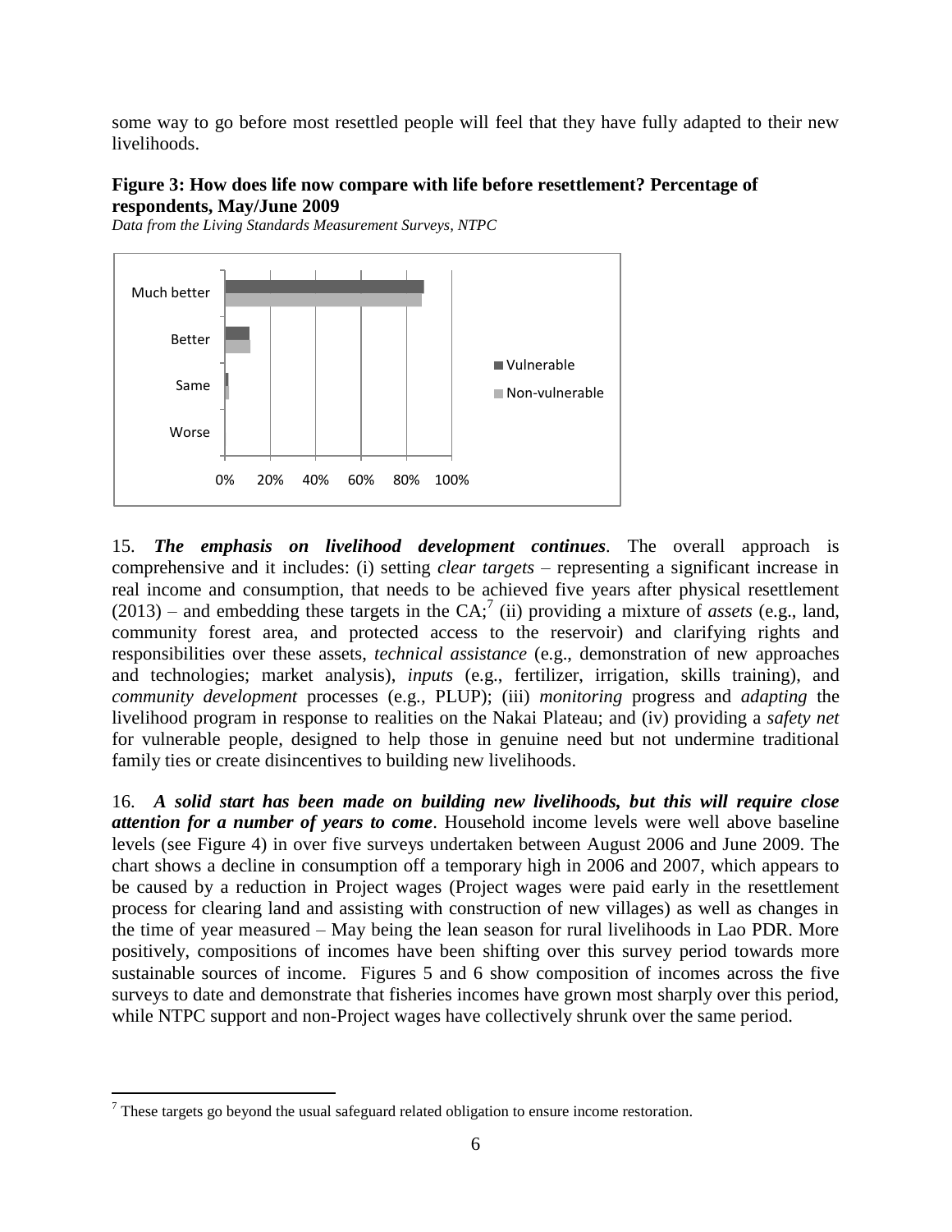some way to go before most resettled people will feel that they have fully adapted to their new livelihoods.

**Figure 3: How does life now compare with life before resettlement? Percentage of respondents, May/June 2009**

*Data from the Living Standards Measurement Surveys, NTPC*

15. ***The emphasis on livelihood development continues***. The overall approach is comprehensive and it includes: (i) setting *clear targets* – representing a significant increase in real income and consumption, that needs to be achieved five years after physical resettlement (2013) – and embedding these targets in the CA;[7] (ii) providing a mixture of *assets* (e.g., land, community forest area, and protected access to the reservoir) and clarifying rights and responsibilities over these assets, *technical assistance* (e.g., demonstration of new approaches and technologies; market analysis), *inputs* (e.g., fertilizer, irrigation, skills training), and *community development* processes (e.g., PLUP); (iii) *monitoring* progress and *adapting* the livelihood program in response to realities on the Nakai Plateau; and (iv) providing a *safety net* for vulnerable people, designed to help those in genuine need but not undermine traditional family ties or create disincentives to building new livelihoods.

16. ***A solid start has been made on building new livelihoods, but this will require close attention for a number of years to come***. Household income levels were well above baseline levels (see Figure 4) in over five surveys undertaken between August 2006 and June 2009. The chart shows a decline in consumption off a temporary high in 2006 and 2007, which appears to be caused by a reduction in Project wages (Project wages were paid early in the resettlement process for clearing land and assisting with construction of new villages) as well as changes in the time of year measured – May being the lean season for rural livelihoods in Lao PDR. More positively, compositions of incomes have been shifting over this survey period towards more sustainable sources of income. Figures 5 and 6 show composition of incomes across the five surveys to date and demonstrate that fisheries incomes have grown most sharply over this period, while NTPC support and non-Project wages have collectively shrunk over the same period.

[7] These targets go beyond the usual safeguard related obligation to ensure income restoration.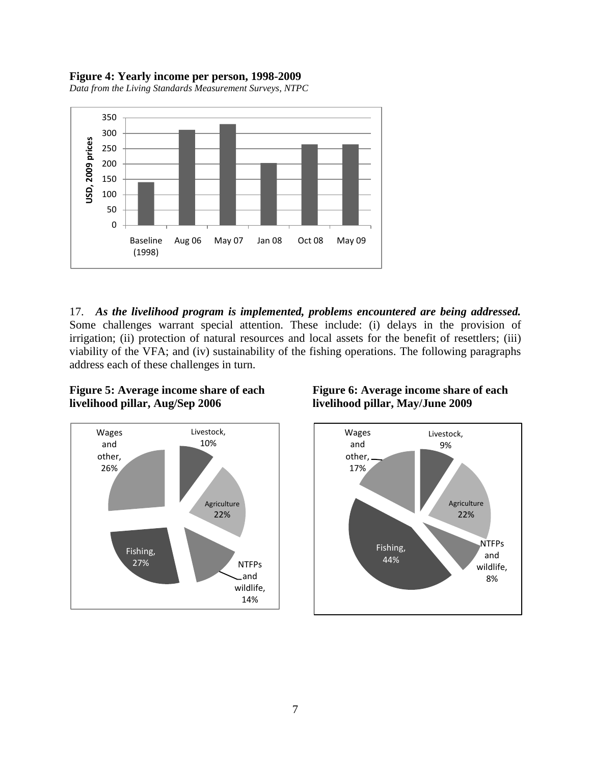**Figure 4: Yearly income per person, 1998-2009**

*Data from the Living Standards Measurement Surveys, NTPC*

17. ***As the livelihood program is implemented, problems encountered are being addressed.*** Some challenges warrant special attention. These include: (i) delays in the provision of irrigation; (ii) protection of natural resources and local assets for the benefit of resettlers; (iii) viability of the VFA; and (iv) sustainability of the fishing operations. The following paragraphs address each of these challenges in turn.

**Figure 5: Average income share of each livelihood pillar, Aug/Sep 2006**

**Figure 6: Average income share of each livelihood pillar, May/June 2009**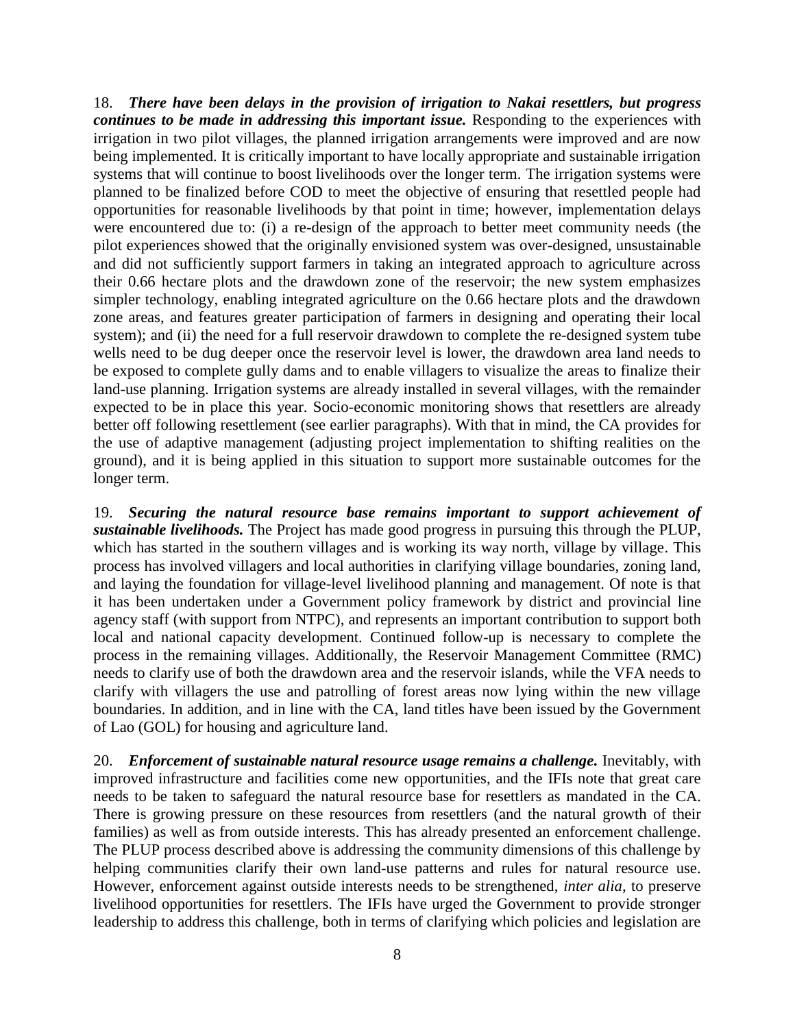18. ***There have been delays in the provision of irrigation to Nakai resettlers, but progress continues to be made in addressing this important issue.*** Responding to the experiences with irrigation in two pilot villages, the planned irrigation arrangements were improved and are now being implemented. It is critically important to have locally appropriate and sustainable irrigation systems that will continue to boost livelihoods over the longer term. The irrigation systems were planned to be finalized before COD to meet the objective of ensuring that resettled people had opportunities for reasonable livelihoods by that point in time; however, implementation delays were encountered due to: (i) a re-design of the approach to better meet community needs (the pilot experiences showed that the originally envisioned system was over-designed, unsustainable and did not sufficiently support farmers in taking an integrated approach to agriculture across their 0.66 hectare plots and the drawdown zone of the reservoir; the new system emphasizes simpler technology, enabling integrated agriculture on the 0.66 hectare plots and the drawdown zone areas, and features greater participation of farmers in designing and operating their local system); and (ii) the need for a full reservoir drawdown to complete the re-designed system tube wells need to be dug deeper once the reservoir level is lower, the drawdown area land needs to be exposed to complete gully dams and to enable villagers to visualize the areas to finalize their land-use planning. Irrigation systems are already installed in several villages, with the remainder expected to be in place this year. Socio-economic monitoring shows that resettlers are already better off following resettlement (see earlier paragraphs). With that in mind, the CA provides for the use of adaptive management (adjusting project implementation to shifting realities on the ground), and it is being applied in this situation to support more sustainable outcomes for the longer term.

19. ***Securing the natural resource base remains important to support achievement of sustainable livelihoods.*** The Project has made good progress in pursuing this through the PLUP, which has started in the southern villages and is working its way north, village by village. This process has involved villagers and local authorities in clarifying village boundaries, zoning land, and laying the foundation for village-level livelihood planning and management. Of note is that it has been undertaken under a Government policy framework by district and provincial line agency staff (with support from NTPC), and represents an important contribution to support both local and national capacity development. Continued follow-up is necessary to complete the process in the remaining villages. Additionally, the Reservoir Management Committee (RMC) needs to clarify use of both the drawdown area and the reservoir islands, while the VFA needs to clarify with villagers the use and patrolling of forest areas now lying within the new village boundaries. In addition, and in line with the CA, land titles have been issued by the Government of Lao (GOL) for housing and agriculture land.

20. ***Enforcement of sustainable natural resource usage remains a challenge.*** Inevitably, with improved infrastructure and facilities come new opportunities, and the IFIs note that great care needs to be taken to safeguard the natural resource base for resettlers as mandated in the CA. There is growing pressure on these resources from resettlers (and the natural growth of their families) as well as from outside interests. This has already presented an enforcement challenge. The PLUP process described above is addressing the community dimensions of this challenge by helping communities clarify their own land-use patterns and rules for natural resource use. However, enforcement against outside interests needs to be strengthened, *inter alia*, to preserve livelihood opportunities for resettlers. The IFIs have urged the Government to provide stronger leadership to address this challenge, both in terms of clarifying which policies and legislation are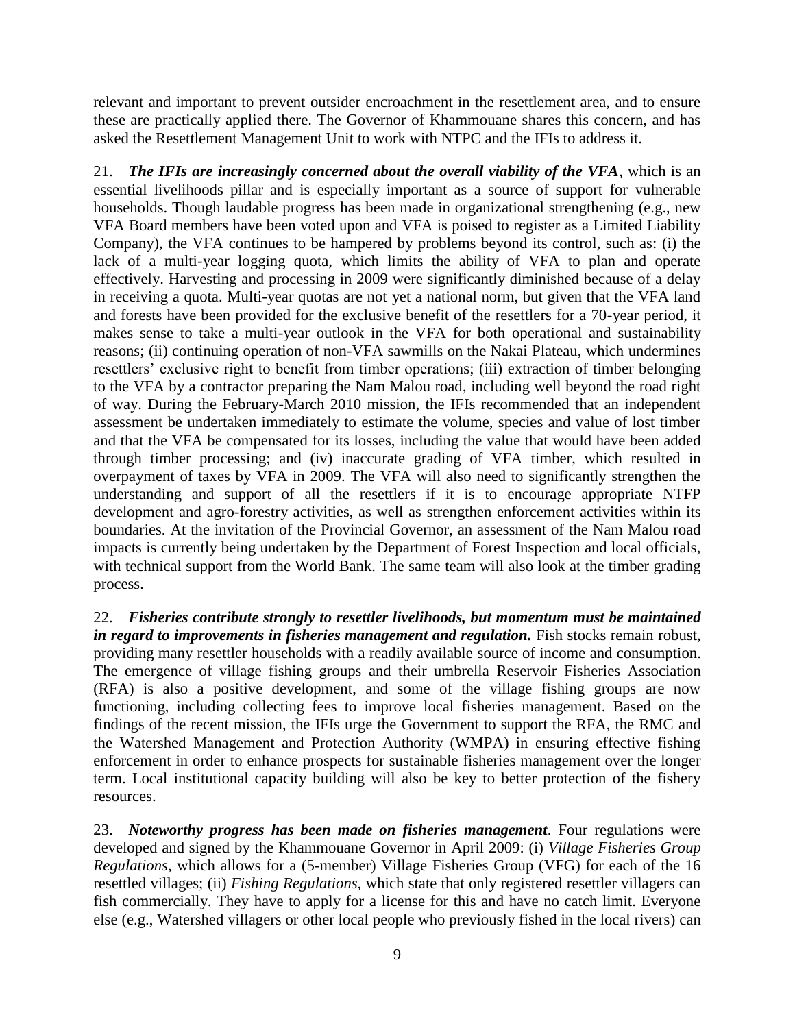relevant and important to prevent outsider encroachment in the resettlement area, and to ensure these are practically applied there. The Governor of Khammouane shares this concern, and has asked the Resettlement Management Unit to work with NTPC and the IFIs to address it.

21. ***The IFIs are increasingly concerned about the overall viability of the VFA***, which is an essential livelihoods pillar and is especially important as a source of support for vulnerable households. Though laudable progress has been made in organizational strengthening (e.g., new VFA Board members have been voted upon and VFA is poised to register as a Limited Liability Company), the VFA continues to be hampered by problems beyond its control, such as: (i) the lack of a multi-year logging quota, which limits the ability of VFA to plan and operate effectively. Harvesting and processing in 2009 were significantly diminished because of a delay in receiving a quota. Multi-year quotas are not yet a national norm, but given that the VFA land and forests have been provided for the exclusive benefit of the resettlers for a 70-year period, it makes sense to take a multi-year outlook in the VFA for both operational and sustainability reasons; (ii) continuing operation of non-VFA sawmills on the Nakai Plateau, which undermines resettlers' exclusive right to benefit from timber operations; (iii) extraction of timber belonging to the VFA by a contractor preparing the Nam Malou road, including well beyond the road right of way. During the February-March 2010 mission, the IFIs recommended that an independent assessment be undertaken immediately to estimate the volume, species and value of lost timber and that the VFA be compensated for its losses, including the value that would have been added through timber processing; and (iv) inaccurate grading of VFA timber, which resulted in overpayment of taxes by VFA in 2009. The VFA will also need to significantly strengthen the understanding and support of all the resettlers if it is to encourage appropriate NTFP development and agro-forestry activities, as well as strengthen enforcement activities within its boundaries. At the invitation of the Provincial Governor, an assessment of the Nam Malou road impacts is currently being undertaken by the Department of Forest Inspection and local officials, with technical support from the World Bank. The same team will also look at the timber grading process.

22. ***Fisheries contribute strongly to resettler livelihoods, but momentum must be maintained in regard to improvements in fisheries management and regulation.*** Fish stocks remain robust, providing many resettler households with a readily available source of income and consumption. The emergence of village fishing groups and their umbrella Reservoir Fisheries Association (RFA) is also a positive development, and some of the village fishing groups are now functioning, including collecting fees to improve local fisheries management. Based on the findings of the recent mission, the IFIs urge the Government to support the RFA, the RMC and the Watershed Management and Protection Authority (WMPA) in ensuring effective fishing enforcement in order to enhance prospects for sustainable fisheries management over the longer term. Local institutional capacity building will also be key to better protection of the fishery resources.

23. ***Noteworthy progress has been made on fisheries management***. Four regulations were developed and signed by the Khammouane Governor in April 2009: (i) *Village Fisheries Group Regulations*, which allows for a (5-member) Village Fisheries Group (VFG) for each of the 16 resettled villages; (ii) *Fishing Regulations,* which state that only registered resettler villagers can fish commercially. They have to apply for a license for this and have no catch limit. Everyone else (e.g., Watershed villagers or other local people who previously fished in the local rivers) can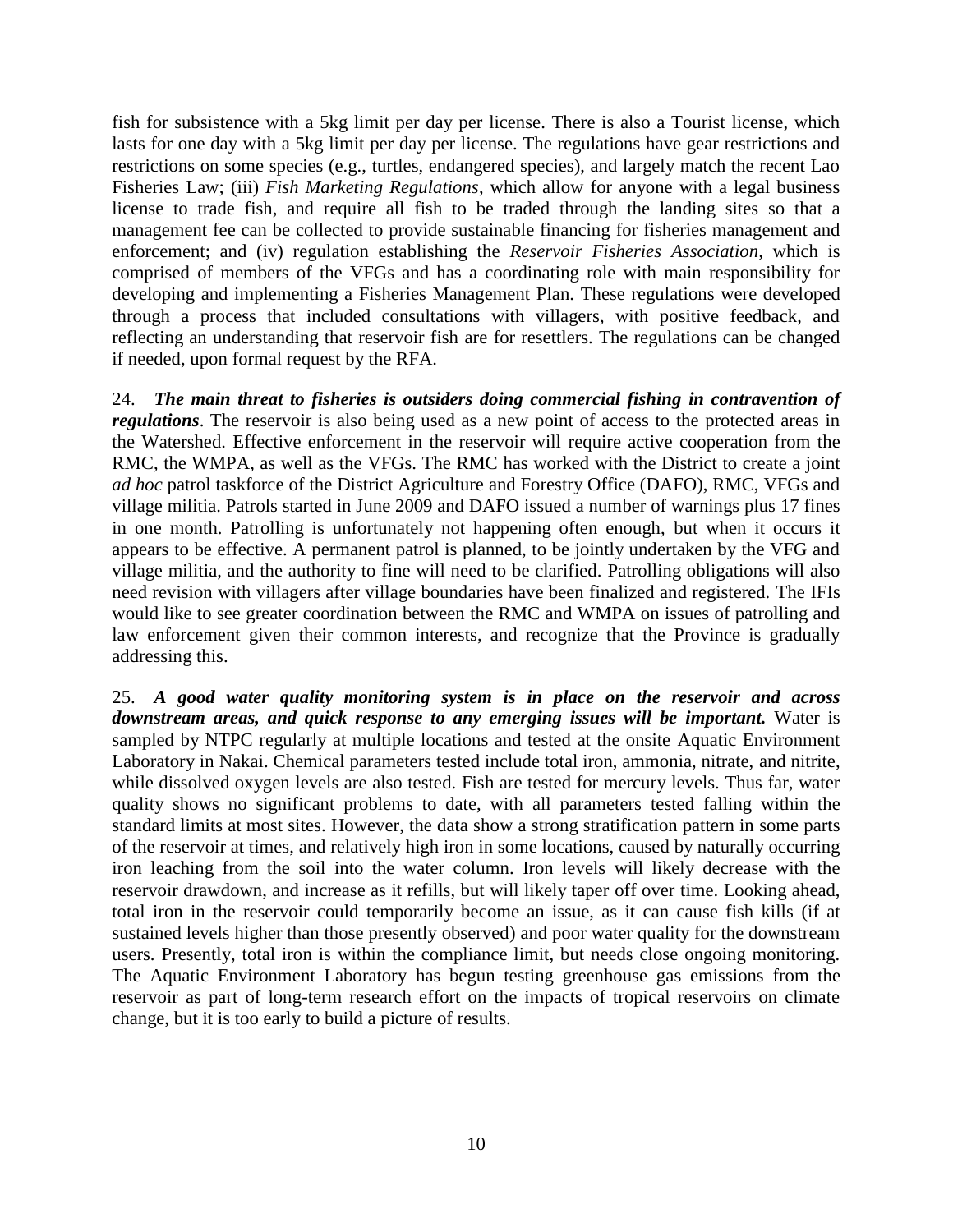fish for subsistence with a 5kg limit per day per license. There is also a Tourist license, which lasts for one day with a 5kg limit per day per license. The regulations have gear restrictions and restrictions on some species (e.g., turtles, endangered species), and largely match the recent Lao Fisheries Law; (iii) *Fish Marketing Regulations*, which allow for anyone with a legal business license to trade fish, and require all fish to be traded through the landing sites so that a management fee can be collected to provide sustainable financing for fisheries management and enforcement; and (iv) regulation establishing the *Reservoir Fisheries Association*, which is comprised of members of the VFGs and has a coordinating role with main responsibility for developing and implementing a Fisheries Management Plan. These regulations were developed through a process that included consultations with villagers, with positive feedback, and reflecting an understanding that reservoir fish are for resettlers. The regulations can be changed if needed, upon formal request by the RFA.

24. ***The main threat to fisheries is outsiders doing commercial fishing in contravention of regulations***. The reservoir is also being used as a new point of access to the protected areas in the Watershed. Effective enforcement in the reservoir will require active cooperation from the RMC, the WMPA, as well as the VFGs. The RMC has worked with the District to create a joint *ad hoc* patrol taskforce of the District Agriculture and Forestry Office (DAFO), RMC, VFGs and village militia. Patrols started in June 2009 and DAFO issued a number of warnings plus 17 fines in one month. Patrolling is unfortunately not happening often enough, but when it occurs it appears to be effective. A permanent patrol is planned, to be jointly undertaken by the VFG and village militia, and the authority to fine will need to be clarified. Patrolling obligations will also need revision with villagers after village boundaries have been finalized and registered. The IFIs would like to see greater coordination between the RMC and WMPA on issues of patrolling and law enforcement given their common interests, and recognize that the Province is gradually addressing this.

25. ***A good water quality monitoring system is in place on the reservoir and across downstream areas, and quick response to any emerging issues will be important.*** Water is sampled by NTPC regularly at multiple locations and tested at the onsite Aquatic Environment Laboratory in Nakai. Chemical parameters tested include total iron, ammonia, nitrate, and nitrite, while dissolved oxygen levels are also tested. Fish are tested for mercury levels. Thus far, water quality shows no significant problems to date, with all parameters tested falling within the standard limits at most sites. However, the data show a strong stratification pattern in some parts of the reservoir at times, and relatively high iron in some locations, caused by naturally occurring iron leaching from the soil into the water column. Iron levels will likely decrease with the reservoir drawdown, and increase as it refills, but will likely taper off over time. Looking ahead, total iron in the reservoir could temporarily become an issue, as it can cause fish kills (if at sustained levels higher than those presently observed) and poor water quality for the downstream users. Presently, total iron is within the compliance limit, but needs close ongoing monitoring. The Aquatic Environment Laboratory has begun testing greenhouse gas emissions from the reservoir as part of long-term research effort on the impacts of tropical reservoirs on climate change, but it is too early to build a picture of results.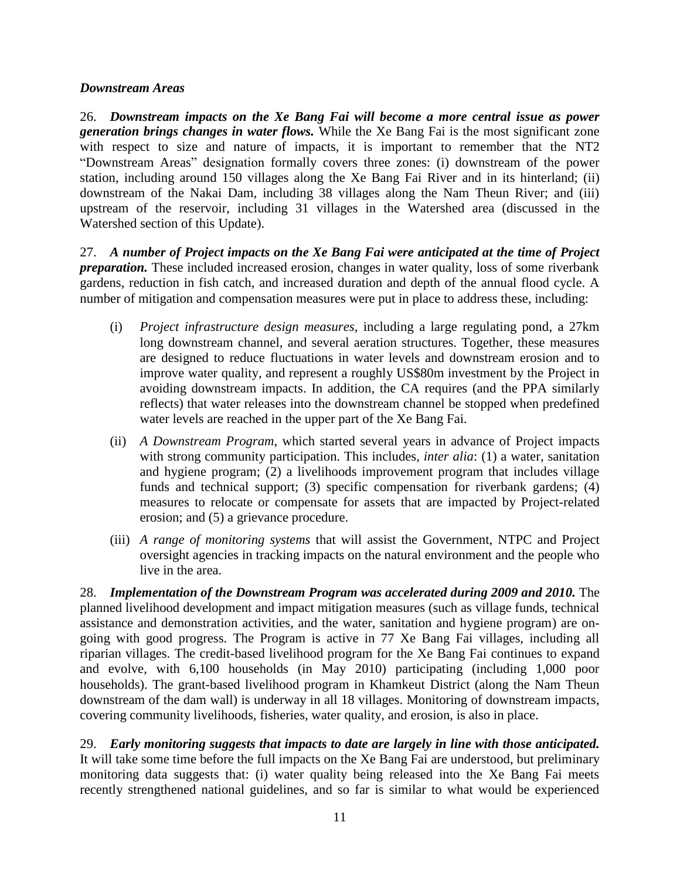### *Downstream Areas*

26. ***Downstream impacts on the Xe Bang Fai will become a more central issue as power generation brings changes in water flows.*** While the Xe Bang Fai is the most significant zone with respect to size and nature of impacts, it is important to remember that the NT2 "Downstream Areas" designation formally covers three zones: (i) downstream of the power station, including around 150 villages along the Xe Bang Fai River and in its hinterland; (ii) downstream of the Nakai Dam, including 38 villages along the Nam Theun River; and (iii) upstream of the reservoir, including 31 villages in the Watershed area (discussed in the Watershed section of this Update).

27. ***A number of Project impacts on the Xe Bang Fai were anticipated at the time of Project preparation.*** These included increased erosion, changes in water quality, loss of some riverbank gardens, reduction in fish catch, and increased duration and depth of the annual flood cycle. A number of mitigation and compensation measures were put in place to address these, including:

(i) *Project infrastructure design measures*, including a large regulating pond, a 27km long downstream channel, and several aeration structures. Together, these measures are designed to reduce fluctuations in water levels and downstream erosion and to improve water quality, and represent a roughly US$80m investment by the Project in avoiding downstream impacts. In addition, the CA requires (and the PPA similarly reflects) that water releases into the downstream channel be stopped when predefined water levels are reached in the upper part of the Xe Bang Fai.

(ii) *A Downstream Program*, which started several years in advance of Project impacts with strong community participation. This includes, *inter alia*: (1) a water, sanitation and hygiene program; (2) a livelihoods improvement program that includes village funds and technical support; (3) specific compensation for riverbank gardens; (4) measures to relocate or compensate for assets that are impacted by Project-related erosion; and (5) a grievance procedure.

(iii) *A range of monitoring systems* that will assist the Government, NTPC and Project oversight agencies in tracking impacts on the natural environment and the people who live in the area.

28. ***Implementation of the Downstream Program was accelerated during 2009 and 2010.*** The planned livelihood development and impact mitigation measures (such as village funds, technical assistance and demonstration activities, and the water, sanitation and hygiene program) are on-going with good progress. The Program is active in 77 Xe Bang Fai villages, including all riparian villages. The credit-based livelihood program for the Xe Bang Fai continues to expand and evolve, with 6,100 households (in May 2010) participating (including 1,000 poor households). The grant-based livelihood program in Khamkeut District (along the Nam Theun downstream of the dam wall) is underway in all 18 villages. Monitoring of downstream impacts, covering community livelihoods, fisheries, water quality, and erosion, is also in place.

29. ***Early monitoring suggests that impacts to date are largely in line with those anticipated.*** It will take some time before the full impacts on the Xe Bang Fai are understood, but preliminary monitoring data suggests that: (i) water quality being released into the Xe Bang Fai meets recently strengthened national guidelines, and so far is similar to what would be experienced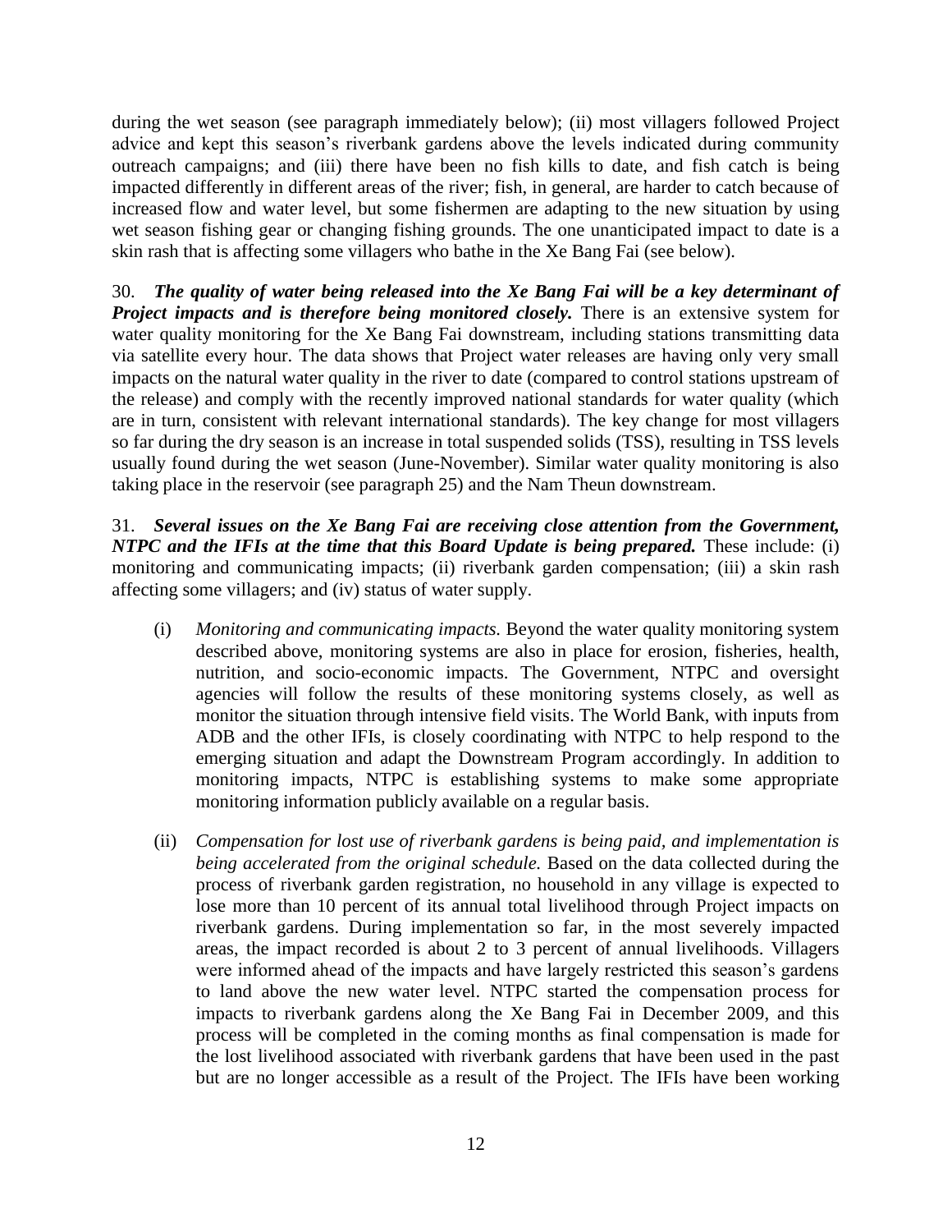during the wet season (see paragraph immediately below); (ii) most villagers followed Project advice and kept this season's riverbank gardens above the levels indicated during community outreach campaigns; and (iii) there have been no fish kills to date, and fish catch is being impacted differently in different areas of the river; fish, in general, are harder to catch because of increased flow and water level, but some fishermen are adapting to the new situation by using wet season fishing gear or changing fishing grounds. The one unanticipated impact to date is a skin rash that is affecting some villagers who bathe in the Xe Bang Fai (see below).

30. ***The quality of water being released into the Xe Bang Fai will be a key determinant of Project impacts and is therefore being monitored closely.*** There is an extensive system for water quality monitoring for the Xe Bang Fai downstream, including stations transmitting data via satellite every hour. The data shows that Project water releases are having only very small impacts on the natural water quality in the river to date (compared to control stations upstream of the release) and comply with the recently improved national standards for water quality (which are in turn, consistent with relevant international standards). The key change for most villagers so far during the dry season is an increase in total suspended solids (TSS), resulting in TSS levels usually found during the wet season (June-November). Similar water quality monitoring is also taking place in the reservoir (see paragraph 25) and the Nam Theun downstream.

31. ***Several issues on the Xe Bang Fai are receiving close attention from the Government, NTPC and the IFIs at the time that this Board Update is being prepared.*** These include: (i) monitoring and communicating impacts; (ii) riverbank garden compensation; (iii) a skin rash affecting some villagers; and (iv) status of water supply.

(i) *Monitoring and communicating impacts.* Beyond the water quality monitoring system described above, monitoring systems are also in place for erosion, fisheries, health, nutrition, and socio-economic impacts. The Government, NTPC and oversight agencies will follow the results of these monitoring systems closely, as well as monitor the situation through intensive field visits. The World Bank, with inputs from ADB and the other IFIs, is closely coordinating with NTPC to help respond to the emerging situation and adapt the Downstream Program accordingly. In addition to monitoring impacts, NTPC is establishing systems to make some appropriate monitoring information publicly available on a regular basis.

(ii) *Compensation for lost use of riverbank gardens is being paid, and implementation is being accelerated from the original schedule.* Based on the data collected during the process of riverbank garden registration, no household in any village is expected to lose more than 10 percent of its annual total livelihood through Project impacts on riverbank gardens. During implementation so far, in the most severely impacted areas, the impact recorded is about 2 to 3 percent of annual livelihoods. Villagers were informed ahead of the impacts and have largely restricted this season's gardens to land above the new water level. NTPC started the compensation process for impacts to riverbank gardens along the Xe Bang Fai in December 2009, and this process will be completed in the coming months as final compensation is made for the lost livelihood associated with riverbank gardens that have been used in the past but are no longer accessible as a result of the Project. The IFIs have been working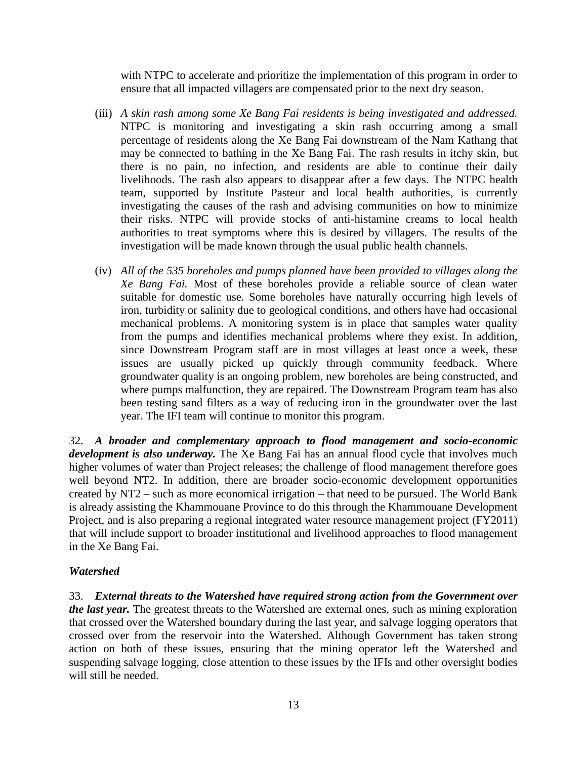with NTPC to accelerate and prioritize the implementation of this program in order to ensure that all impacted villagers are compensated prior to the next dry season.

(iii) *A skin rash among some Xe Bang Fai residents is being investigated and addressed.* NTPC is monitoring and investigating a skin rash occurring among a small percentage of residents along the Xe Bang Fai downstream of the Nam Kathang that may be connected to bathing in the Xe Bang Fai. The rash results in itchy skin, but there is no pain, no infection, and residents are able to continue their daily livelihoods. The rash also appears to disappear after a few days. The NTPC health team, supported by Institute Pasteur and local health authorities, is currently investigating the causes of the rash and advising communities on how to minimize their risks. NTPC will provide stocks of anti-histamine creams to local health authorities to treat symptoms where this is desired by villagers. The results of the investigation will be made known through the usual public health channels.

(iv) *All of the 535 boreholes and pumps planned have been provided to villages along the Xe Bang Fai.* Most of these boreholes provide a reliable source of clean water suitable for domestic use. Some boreholes have naturally occurring high levels of iron, turbidity or salinity due to geological conditions, and others have had occasional mechanical problems. A monitoring system is in place that samples water quality from the pumps and identifies mechanical problems where they exist. In addition, since Downstream Program staff are in most villages at least once a week, these issues are usually picked up quickly through community feedback. Where groundwater quality is an ongoing problem, new boreholes are being constructed, and where pumps malfunction, they are repaired. The Downstream Program team has also been testing sand filters as a way of reducing iron in the groundwater over the last year. The IFI team will continue to monitor this program.

32. ***A broader and complementary approach to flood management and socio-economic development is also underway.*** The Xe Bang Fai has an annual flood cycle that involves much higher volumes of water than Project releases; the challenge of flood management therefore goes well beyond NT2. In addition, there are broader socio-economic development opportunities created by NT2 – such as more economical irrigation – that need to be pursued. The World Bank is already assisting the Khammouane Province to do this through the Khammouane Development Project, and is also preparing a regional integrated water resource management project (FY2011) that will include support to broader institutional and livelihood approaches to flood management in the Xe Bang Fai.

### *Watershed*

33. ***External threats to the Watershed have required strong action from the Government over the last year.*** The greatest threats to the Watershed are external ones, such as mining exploration that crossed over the Watershed boundary during the last year, and salvage logging operators that crossed over from the reservoir into the Watershed. Although Government has taken strong action on both of these issues, ensuring that the mining operator left the Watershed and suspending salvage logging, close attention to these issues by the IFIs and other oversight bodies will still be needed.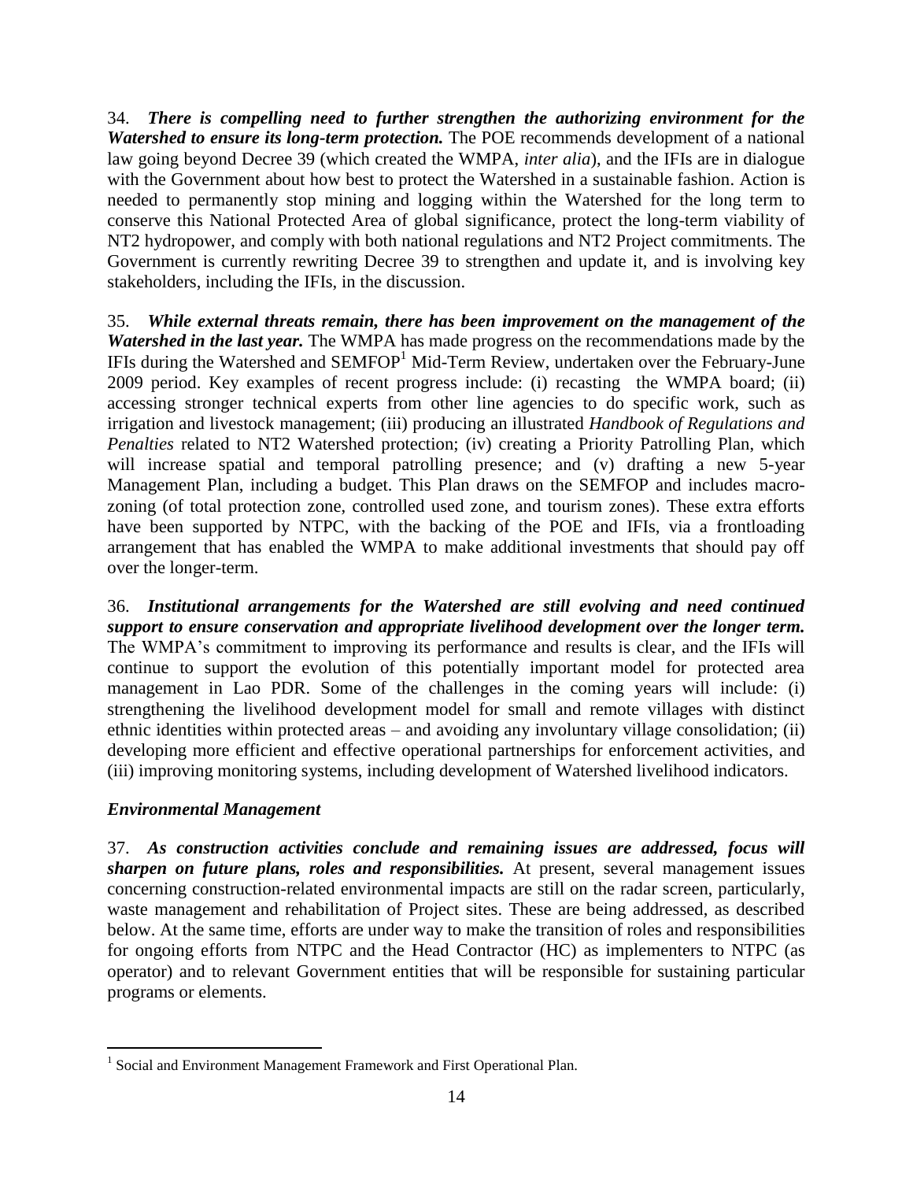34. ***There is compelling need to further strengthen the authorizing environment for the Watershed to ensure its long-term protection.*** The POE recommends development of a national law going beyond Decree 39 (which created the WMPA, *inter alia*), and the IFIs are in dialogue with the Government about how best to protect the Watershed in a sustainable fashion. Action is needed to permanently stop mining and logging within the Watershed for the long term to conserve this National Protected Area of global significance, protect the long-term viability of NT2 hydropower, and comply with both national regulations and NT2 Project commitments. The Government is currently rewriting Decree 39 to strengthen and update it, and is involving key stakeholders, including the IFIs, in the discussion.

35. ***While external threats remain, there has been improvement on the management of the Watershed in the last year.*** The WMPA has made progress on the recommendations made by the IFIs during the Watershed and SEMFOP[1] Mid-Term Review, undertaken over the February-June 2009 period. Key examples of recent progress include: (i) recasting the WMPA board; (ii) accessing stronger technical experts from other line agencies to do specific work, such as irrigation and livestock management; (iii) producing an illustrated *Handbook of Regulations and Penalties* related to NT2 Watershed protection; (iv) creating a Priority Patrolling Plan, which will increase spatial and temporal patrolling presence; and (v) drafting a new 5-year Management Plan, including a budget. This Plan draws on the SEMFOP and includes macro-zoning (of total protection zone, controlled used zone, and tourism zones). These extra efforts have been supported by NTPC, with the backing of the POE and IFIs, via a frontloading arrangement that has enabled the WMPA to make additional investments that should pay off over the longer-term.

36. ***Institutional arrangements for the Watershed are still evolving and need continued support to ensure conservation and appropriate livelihood development over the longer term.*** The WMPA's commitment to improving its performance and results is clear, and the IFIs will continue to support the evolution of this potentially important model for protected area management in Lao PDR. Some of the challenges in the coming years will include: (i) strengthening the livelihood development model for small and remote villages with distinct ethnic identities within protected areas – and avoiding any involuntary village consolidation; (ii) developing more efficient and effective operational partnerships for enforcement activities, and (iii) improving monitoring systems, including development of Watershed livelihood indicators.

### *Environmental Management*

37. ***As construction activities conclude and remaining issues are addressed, focus will sharpen on future plans, roles and responsibilities.*** At present, several management issues concerning construction-related environmental impacts are still on the radar screen, particularly, waste management and rehabilitation of Project sites. These are being addressed, as described below. At the same time, efforts are under way to make the transition of roles and responsibilities for ongoing efforts from NTPC and the Head Contractor (HC) as implementers to NTPC (as operator) and to relevant Government entities that will be responsible for sustaining particular programs or elements.

---

[1] Social and Environment Management Framework and First Operational Plan.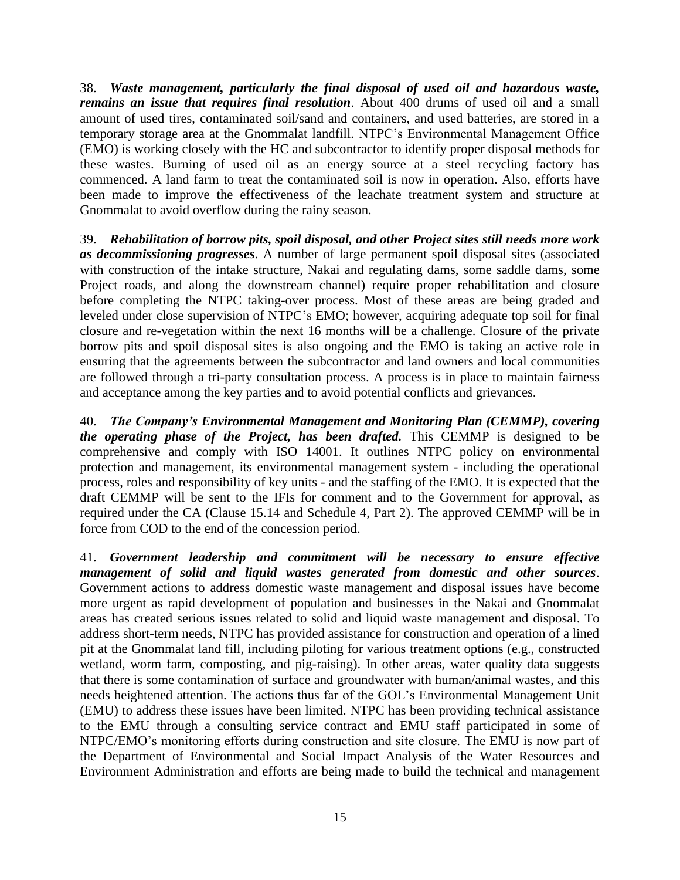38. ***Waste management, particularly the final disposal of used oil and hazardous waste, remains an issue that requires final resolution***. About 400 drums of used oil and a small amount of used tires, contaminated soil/sand and containers, and used batteries, are stored in a temporary storage area at the Gnommalat landfill. NTPC's Environmental Management Office (EMO) is working closely with the HC and subcontractor to identify proper disposal methods for these wastes. Burning of used oil as an energy source at a steel recycling factory has commenced. A land farm to treat the contaminated soil is now in operation. Also, efforts have been made to improve the effectiveness of the leachate treatment system and structure at Gnommalat to avoid overflow during the rainy season.

39. ***Rehabilitation of borrow pits, spoil disposal, and other Project sites still needs more work as decommissioning progresses***. A number of large permanent spoil disposal sites (associated with construction of the intake structure, Nakai and regulating dams, some saddle dams, some Project roads, and along the downstream channel) require proper rehabilitation and closure before completing the NTPC taking-over process. Most of these areas are being graded and leveled under close supervision of NTPC's EMO; however, acquiring adequate top soil for final closure and re-vegetation within the next 16 months will be a challenge. Closure of the private borrow pits and spoil disposal sites is also ongoing and the EMO is taking an active role in ensuring that the agreements between the subcontractor and land owners and local communities are followed through a tri-party consultation process. A process is in place to maintain fairness and acceptance among the key parties and to avoid potential conflicts and grievances.

40. ***The Company's Environmental Management and Monitoring Plan (CEMMP), covering the operating phase of the Project, has been drafted.*** This CEMMP is designed to be comprehensive and comply with ISO 14001. It outlines NTPC policy on environmental protection and management, its environmental management system - including the operational process, roles and responsibility of key units - and the staffing of the EMO. It is expected that the draft CEMMP will be sent to the IFIs for comment and to the Government for approval, as required under the CA (Clause 15.14 and Schedule 4, Part 2). The approved CEMMP will be in force from COD to the end of the concession period.

41. ***Government leadership and commitment will be necessary to ensure effective management of solid and liquid wastes generated from domestic and other sources***. Government actions to address domestic waste management and disposal issues have become more urgent as rapid development of population and businesses in the Nakai and Gnommalat areas has created serious issues related to solid and liquid waste management and disposal. To address short-term needs, NTPC has provided assistance for construction and operation of a lined pit at the Gnommalat land fill, including piloting for various treatment options (e.g., constructed wetland, worm farm, composting, and pig-raising). In other areas, water quality data suggests that there is some contamination of surface and groundwater with human/animal wastes, and this needs heightened attention. The actions thus far of the GOL's Environmental Management Unit (EMU) to address these issues have been limited. NTPC has been providing technical assistance to the EMU through a consulting service contract and EMU staff participated in some of NTPC/EMO's monitoring efforts during construction and site closure. The EMU is now part of the Department of Environmental and Social Impact Analysis of the Water Resources and Environment Administration and efforts are being made to build the technical and management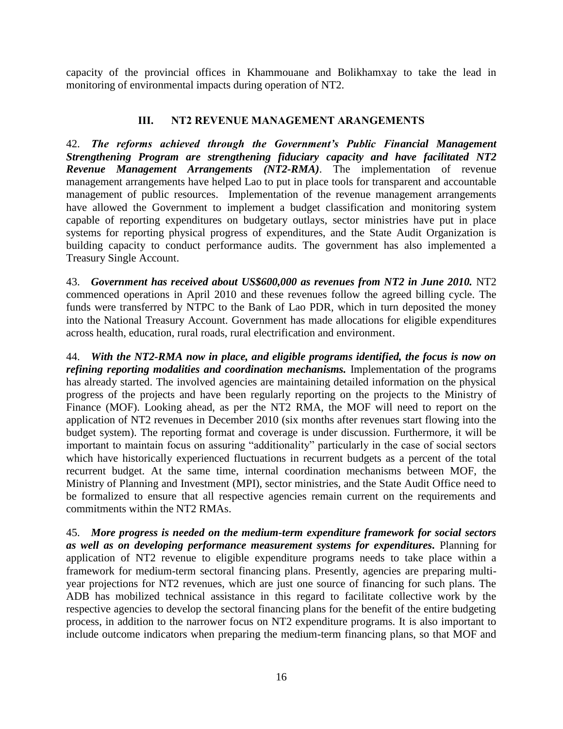capacity of the provincial offices in Khammouane and Bolikhamxay to take the lead in monitoring of environmental impacts during operation of NT2.

## III. NT2 REVENUE MANAGEMENT ARANGEMENTS

42. ***The reforms achieved through the Government's Public Financial Management Strengthening Program are strengthening fiduciary capacity and have facilitated NT2 Revenue Management Arrangements (NT2-RMA)***. The implementation of revenue management arrangements have helped Lao to put in place tools for transparent and accountable management of public resources. Implementation of the revenue management arrangements have allowed the Government to implement a budget classification and monitoring system capable of reporting expenditures on budgetary outlays, sector ministries have put in place systems for reporting physical progress of expenditures, and the State Audit Organization is building capacity to conduct performance audits. The government has also implemented a Treasury Single Account.

43. ***Government has received about US$600,000 as revenues from NT2 in June 2010.*** NT2 commenced operations in April 2010 and these revenues follow the agreed billing cycle. The funds were transferred by NTPC to the Bank of Lao PDR, which in turn deposited the money into the National Treasury Account. Government has made allocations for eligible expenditures across health, education, rural roads, rural electrification and environment.

44. ***With the NT2-RMA now in place, and eligible programs identified, the focus is now on refining reporting modalities and coordination mechanisms.*** Implementation of the programs has already started. The involved agencies are maintaining detailed information on the physical progress of the projects and have been regularly reporting on the projects to the Ministry of Finance (MOF). Looking ahead, as per the NT2 RMA, the MOF will need to report on the application of NT2 revenues in December 2010 (six months after revenues start flowing into the budget system). The reporting format and coverage is under discussion. Furthermore, it will be important to maintain focus on assuring "additionality" particularly in the case of social sectors which have historically experienced fluctuations in recurrent budgets as a percent of the total recurrent budget. At the same time, internal coordination mechanisms between MOF, the Ministry of Planning and Investment (MPI), sector ministries, and the State Audit Office need to be formalized to ensure that all respective agencies remain current on the requirements and commitments within the NT2 RMAs.

45. ***More progress is needed on the medium-term expenditure framework for social sectors as well as on developing performance measurement systems for expenditures.*** Planning for application of NT2 revenue to eligible expenditure programs needs to take place within a framework for medium-term sectoral financing plans. Presently, agencies are preparing multi-year projections for NT2 revenues, which are just one source of financing for such plans. The ADB has mobilized technical assistance in this regard to facilitate collective work by the respective agencies to develop the sectoral financing plans for the benefit of the entire budgeting process, in addition to the narrower focus on NT2 expenditure programs. It is also important to include outcome indicators when preparing the medium-term financing plans, so that MOF and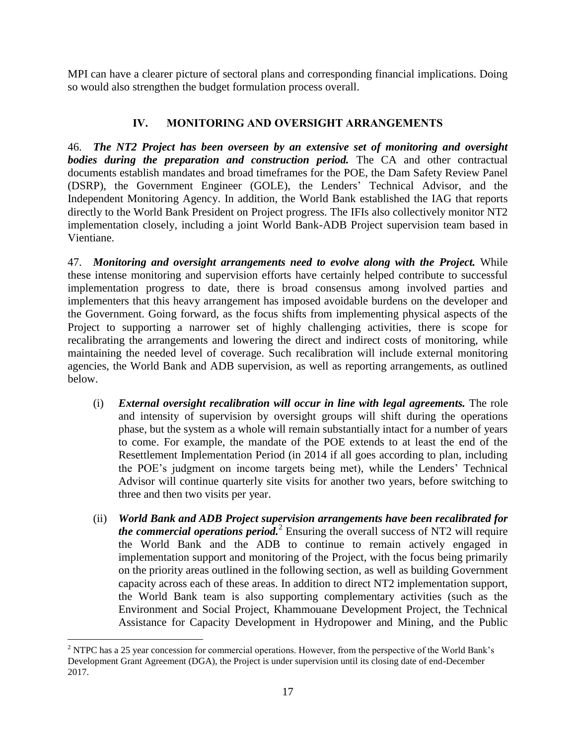MPI can have a clearer picture of sectoral plans and corresponding financial implications. Doing so would also strengthen the budget formulation process overall.

## IV. MONITORING AND OVERSIGHT ARRANGEMENTS

46. ***The NT2 Project has been overseen by an extensive set of monitoring and oversight bodies during the preparation and construction period.*** The CA and other contractual documents establish mandates and broad timeframes for the POE, the Dam Safety Review Panel (DSRP), the Government Engineer (GOLE), the Lenders' Technical Advisor, and the Independent Monitoring Agency. In addition, the World Bank established the IAG that reports directly to the World Bank President on Project progress. The IFIs also collectively monitor NT2 implementation closely, including a joint World Bank-ADB Project supervision team based in Vientiane.

47. ***Monitoring and oversight arrangements need to evolve along with the Project.*** While these intense monitoring and supervision efforts have certainly helped contribute to successful implementation progress to date, there is broad consensus among involved parties and implementers that this heavy arrangement has imposed avoidable burdens on the developer and the Government. Going forward, as the focus shifts from implementing physical aspects of the Project to supporting a narrower set of highly challenging activities, there is scope for recalibrating the arrangements and lowering the direct and indirect costs of monitoring, while maintaining the needed level of coverage. Such recalibration will include external monitoring agencies, the World Bank and ADB supervision, as well as reporting arrangements, as outlined below.

(i) ***External oversight recalibration will occur in line with legal agreements.*** The role and intensity of supervision by oversight groups will shift during the operations phase, but the system as a whole will remain substantially intact for a number of years to come. For example, the mandate of the POE extends to at least the end of the Resettlement Implementation Period (in 2014 if all goes according to plan, including the POE's judgment on income targets being met), while the Lenders' Technical Advisor will continue quarterly site visits for another two years, before switching to three and then two visits per year.

(ii) ***World Bank and ADB Project supervision arrangements have been recalibrated for the commercial operations period.***[2] Ensuring the overall success of NT2 will require the World Bank and the ADB to continue to remain actively engaged in implementation support and monitoring of the Project, with the focus being primarily on the priority areas outlined in the following section, as well as building Government capacity across each of these areas. In addition to direct NT2 implementation support, the World Bank team is also supporting complementary activities (such as the Environment and Social Project, Khammouane Development Project, the Technical Assistance for Capacity Development in Hydropower and Mining, and the Public

[2] NTPC has a 25 year concession for commercial operations. However, from the perspective of the World Bank's Development Grant Agreement (DGA), the Project is under supervision until its closing date of end-December 2017.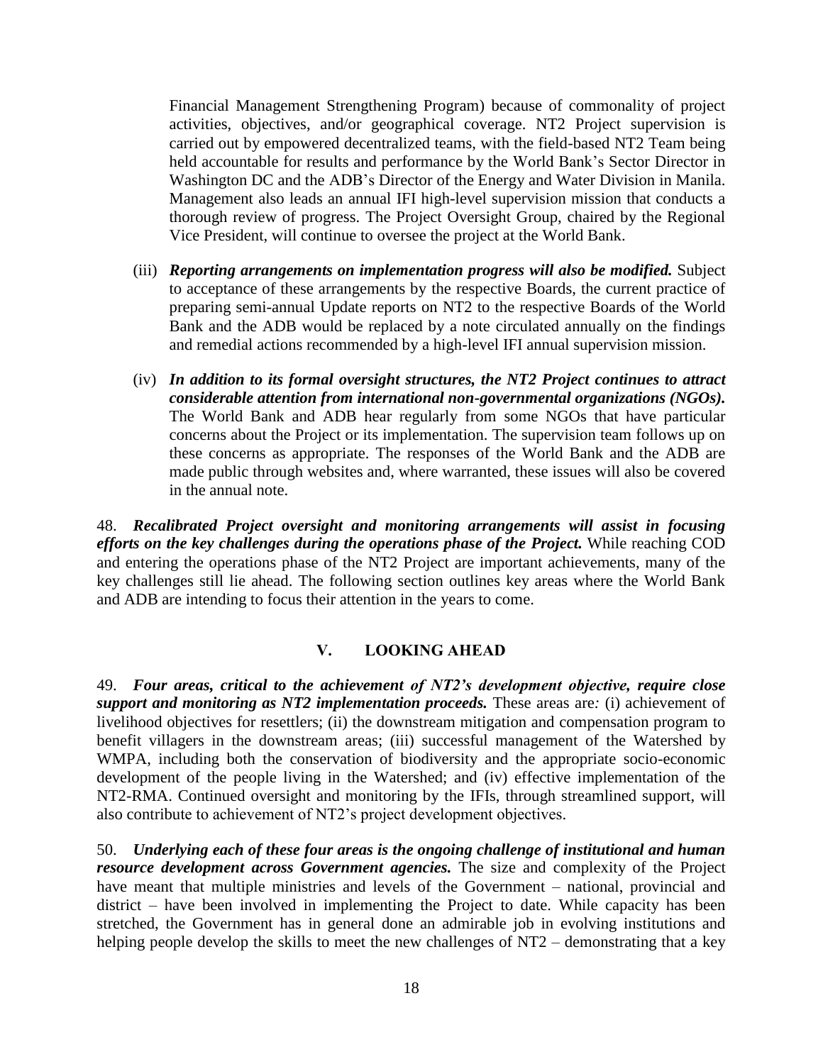Financial Management Strengthening Program) because of commonality of project activities, objectives, and/or geographical coverage. NT2 Project supervision is carried out by empowered decentralized teams, with the field-based NT2 Team being held accountable for results and performance by the World Bank's Sector Director in Washington DC and the ADB's Director of the Energy and Water Division in Manila. Management also leads an annual IFI high-level supervision mission that conducts a thorough review of progress. The Project Oversight Group, chaired by the Regional Vice President, will continue to oversee the project at the World Bank.

(iii) ***Reporting arrangements on implementation progress will also be modified.*** Subject to acceptance of these arrangements by the respective Boards, the current practice of preparing semi-annual Update reports on NT2 to the respective Boards of the World Bank and the ADB would be replaced by a note circulated annually on the findings and remedial actions recommended by a high-level IFI annual supervision mission.

(iv) ***In addition to its formal oversight structures, the NT2 Project continues to attract considerable attention from international non-governmental organizations (NGOs).*** The World Bank and ADB hear regularly from some NGOs that have particular concerns about the Project or its implementation. The supervision team follows up on these concerns as appropriate. The responses of the World Bank and the ADB are made public through websites and, where warranted, these issues will also be covered in the annual note.

48. ***Recalibrated Project oversight and monitoring arrangements will assist in focusing efforts on the key challenges during the operations phase of the Project.*** While reaching COD and entering the operations phase of the NT2 Project are important achievements, many of the key challenges still lie ahead. The following section outlines key areas where the World Bank and ADB are intending to focus their attention in the years to come.

## V. LOOKING AHEAD

49. ***Four areas, critical to the achievement of NT2's development objective, require close support and monitoring as NT2 implementation proceeds.*** These areas are*:* (i) achievement of livelihood objectives for resettlers; (ii) the downstream mitigation and compensation program to benefit villagers in the downstream areas; (iii) successful management of the Watershed by WMPA, including both the conservation of biodiversity and the appropriate socio-economic development of the people living in the Watershed; and (iv) effective implementation of the NT2-RMA. Continued oversight and monitoring by the IFIs, through streamlined support, will also contribute to achievement of NT2's project development objectives.

50. ***Underlying each of these four areas is the ongoing challenge of institutional and human resource development across Government agencies.*** The size and complexity of the Project have meant that multiple ministries and levels of the Government – national, provincial and district – have been involved in implementing the Project to date. While capacity has been stretched, the Government has in general done an admirable job in evolving institutions and helping people develop the skills to meet the new challenges of NT2 – demonstrating that a key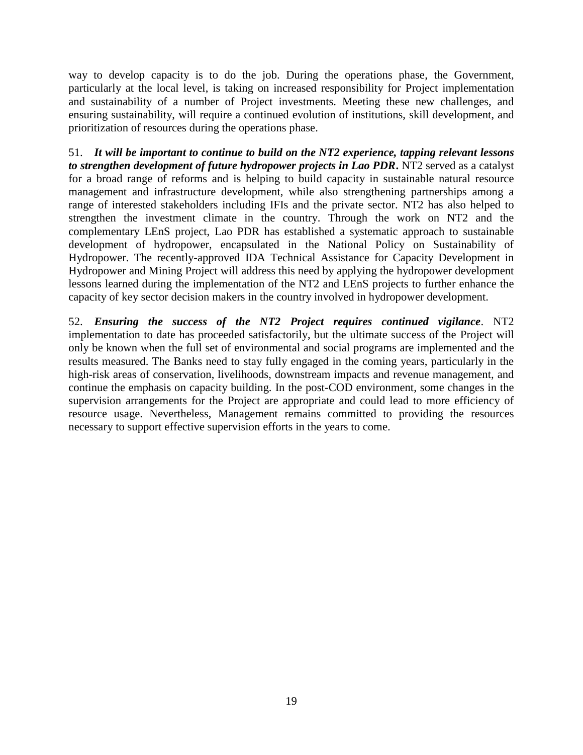way to develop capacity is to do the job. During the operations phase, the Government, particularly at the local level, is taking on increased responsibility for Project implementation and sustainability of a number of Project investments. Meeting these new challenges, and ensuring sustainability, will require a continued evolution of institutions, skill development, and prioritization of resources during the operations phase.

51. ***It will be important to continue to build on the NT2 experience, tapping relevant lessons to strengthen development of future hydropower projects in Lao PDR.*** NT2 served as a catalyst for a broad range of reforms and is helping to build capacity in sustainable natural resource management and infrastructure development, while also strengthening partnerships among a range of interested stakeholders including IFIs and the private sector. NT2 has also helped to strengthen the investment climate in the country. Through the work on NT2 and the complementary LEnS project, Lao PDR has established a systematic approach to sustainable development of hydropower, encapsulated in the National Policy on Sustainability of Hydropower. The recently-approved IDA Technical Assistance for Capacity Development in Hydropower and Mining Project will address this need by applying the hydropower development lessons learned during the implementation of the NT2 and LEnS projects to further enhance the capacity of key sector decision makers in the country involved in hydropower development.

52. ***Ensuring the success of the NT2 Project requires continued vigilance***. NT2 implementation to date has proceeded satisfactorily, but the ultimate success of the Project will only be known when the full set of environmental and social programs are implemented and the results measured. The Banks need to stay fully engaged in the coming years, particularly in the high-risk areas of conservation, livelihoods, downstream impacts and revenue management, and continue the emphasis on capacity building. In the post-COD environment, some changes in the supervision arrangements for the Project are appropriate and could lead to more efficiency of resource usage. Nevertheless, Management remains committed to providing the resources necessary to support effective supervision efforts in the years to come.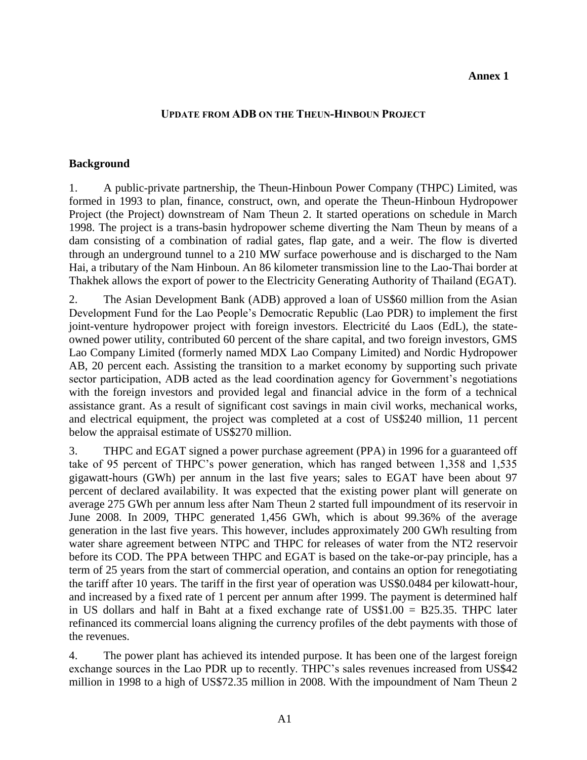**Annex 1**

## UPDATE FROM ADB ON THE THEUN-HINBOUN PROJECT

### Background

1. A public-private partnership, the Theun-Hinboun Power Company (THPC) Limited, was formed in 1993 to plan, finance, construct, own, and operate the Theun-Hinboun Hydropower Project (the Project) downstream of Nam Theun 2. It started operations on schedule in March 1998. The project is a trans-basin hydropower scheme diverting the Nam Theun by means of a dam consisting of a combination of radial gates, flap gate, and a weir. The flow is diverted through an underground tunnel to a 210 MW surface powerhouse and is discharged to the Nam Hai, a tributary of the Nam Hinboun. An 86 kilometer transmission line to the Lao-Thai border at Thakhek allows the export of power to the Electricity Generating Authority of Thailand (EGAT).

2. The Asian Development Bank (ADB) approved a loan of US$60 million from the Asian Development Fund for the Lao People's Democratic Republic (Lao PDR) to implement the first joint-venture hydropower project with foreign investors. Electricité du Laos (EdL), the state-owned power utility, contributed 60 percent of the share capital, and two foreign investors, GMS Lao Company Limited (formerly named MDX Lao Company Limited) and Nordic Hydropower AB, 20 percent each. Assisting the transition to a market economy by supporting such private sector participation, ADB acted as the lead coordination agency for Government's negotiations with the foreign investors and provided legal and financial advice in the form of a technical assistance grant. As a result of significant cost savings in main civil works, mechanical works, and electrical equipment, the project was completed at a cost of US$240 million, 11 percent below the appraisal estimate of US$270 million.

3. THPC and EGAT signed a power purchase agreement (PPA) in 1996 for a guaranteed off take of 95 percent of THPC's power generation, which has ranged between 1,358 and 1,535 gigawatt-hours (GWh) per annum in the last five years; sales to EGAT have been about 97 percent of declared availability. It was expected that the existing power plant will generate on average 275 GWh per annum less after Nam Theun 2 started full impoundment of its reservoir in June 2008. In 2009, THPC generated 1,456 GWh, which is about 99.36% of the average generation in the last five years. This however, includes approximately 200 GWh resulting from water share agreement between NTPC and THPC for releases of water from the NT2 reservoir before its COD. The PPA between THPC and EGAT is based on the take-or-pay principle, has a term of 25 years from the start of commercial operation, and contains an option for renegotiating the tariff after 10 years. The tariff in the first year of operation was US$0.0484 per kilowatt-hour, and increased by a fixed rate of 1 percent per annum after 1999. The payment is determined half in US dollars and half in Baht at a fixed exchange rate of US$1.00 = B25.35. THPC later refinanced its commercial loans aligning the currency profiles of the debt payments with those of the revenues.

4. The power plant has achieved its intended purpose. It has been one of the largest foreign exchange sources in the Lao PDR up to recently. THPC's sales revenues increased from US$42 million in 1998 to a high of US$72.35 million in 2008. With the impoundment of Nam Theun 2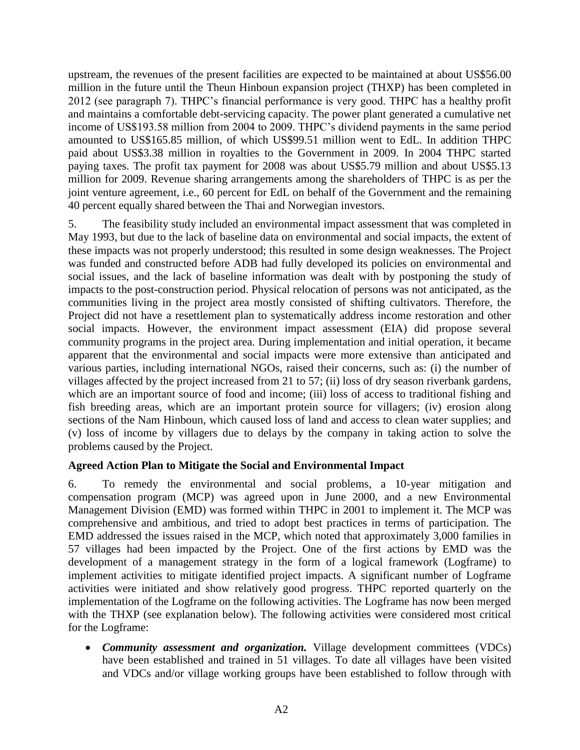upstream, the revenues of the present facilities are expected to be maintained at about US$56.00 million in the future until the Theun Hinboun expansion project (THXP) has been completed in 2012 (see paragraph 7). THPC's financial performance is very good. THPC has a healthy profit and maintains a comfortable debt-servicing capacity. The power plant generated a cumulative net income of US$193.58 million from 2004 to 2009. THPC's dividend payments in the same period amounted to US$165.85 million, of which US$99.51 million went to EdL. In addition THPC paid about US$3.38 million in royalties to the Government in 2009. In 2004 THPC started paying taxes. The profit tax payment for 2008 was about US$5.79 million and about US$5.13 million for 2009. Revenue sharing arrangements among the shareholders of THPC is as per the joint venture agreement, i.e., 60 percent for EdL on behalf of the Government and the remaining 40 percent equally shared between the Thai and Norwegian investors.

5. The feasibility study included an environmental impact assessment that was completed in May 1993, but due to the lack of baseline data on environmental and social impacts, the extent of these impacts was not properly understood; this resulted in some design weaknesses. The Project was funded and constructed before ADB had fully developed its policies on environmental and social issues, and the lack of baseline information was dealt with by postponing the study of impacts to the post-construction period. Physical relocation of persons was not anticipated, as the communities living in the project area mostly consisted of shifting cultivators. Therefore, the Project did not have a resettlement plan to systematically address income restoration and other social impacts. However, the environment impact assessment (EIA) did propose several community programs in the project area. During implementation and initial operation, it became apparent that the environmental and social impacts were more extensive than anticipated and various parties, including international NGOs, raised their concerns, such as: (i) the number of villages affected by the project increased from 21 to 57; (ii) loss of dry season riverbank gardens, which are an important source of food and income; (iii) loss of access to traditional fishing and fish breeding areas, which are an important protein source for villagers; (iv) erosion along sections of the Nam Hinboun, which caused loss of land and access to clean water supplies; and (v) loss of income by villagers due to delays by the company in taking action to solve the problems caused by the Project.

**Agreed Action Plan to Mitigate the Social and Environmental Impact**

6. To remedy the environmental and social problems, a 10-year mitigation and compensation program (MCP) was agreed upon in June 2000, and a new Environmental Management Division (EMD) was formed within THPC in 2001 to implement it. The MCP was comprehensive and ambitious, and tried to adopt best practices in terms of participation. The EMD addressed the issues raised in the MCP, which noted that approximately 3,000 families in 57 villages had been impacted by the Project. One of the first actions by EMD was the development of a management strategy in the form of a logical framework (Logframe) to implement activities to mitigate identified project impacts. A significant number of Logframe activities were initiated and show relatively good progress. THPC reported quarterly on the implementation of the Logframe on the following activities. The Logframe has now been merged with the THXP (see explanation below). The following activities were considered most critical for the Logframe:

- ***Community assessment and organization.*** Village development committees (VDCs) have been established and trained in 51 villages. To date all villages have been visited and VDCs and/or village working groups have been established to follow through with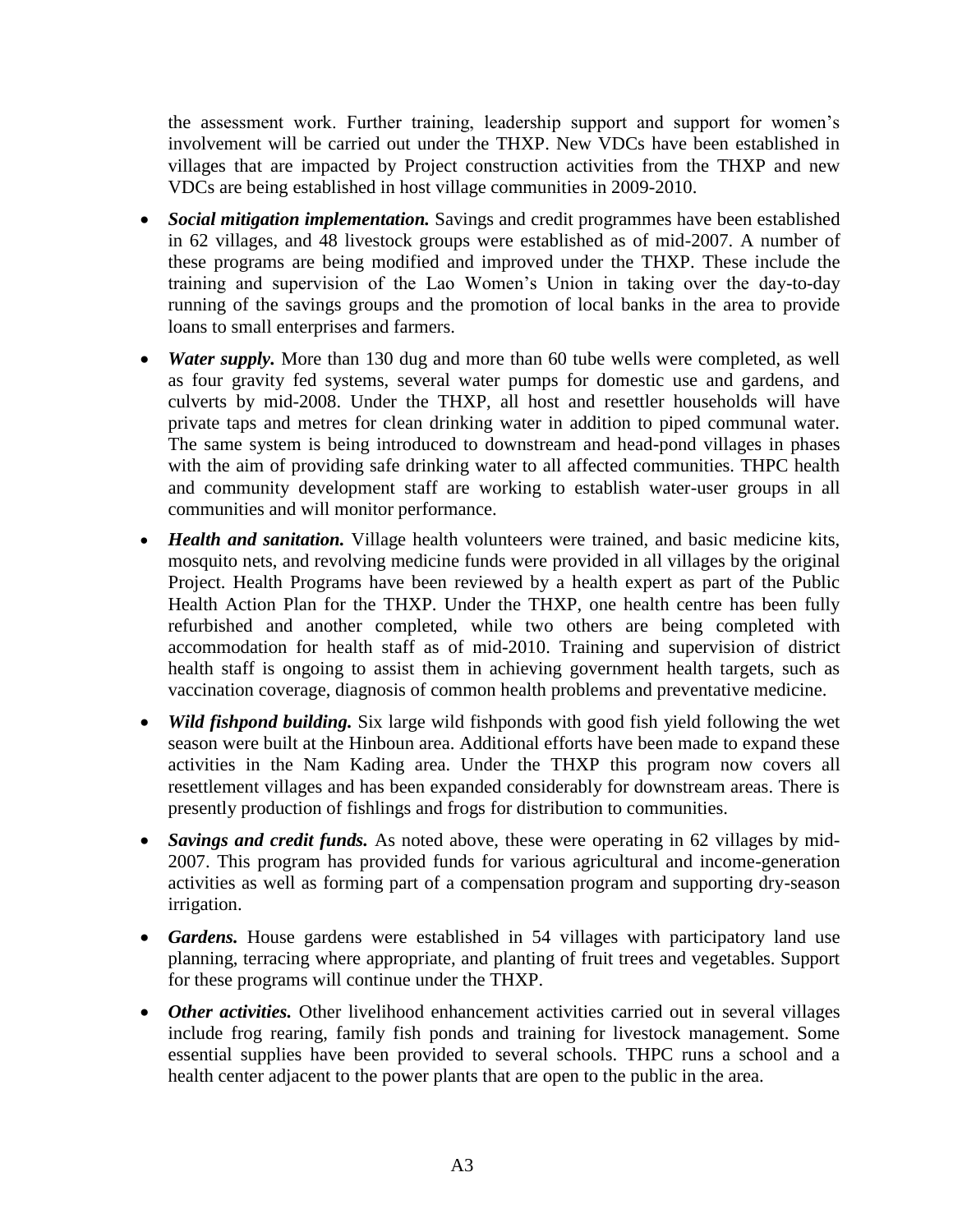the assessment work. Further training, leadership support and support for women's involvement will be carried out under the THXP. New VDCs have been established in villages that are impacted by Project construction activities from the THXP and new VDCs are being established in host village communities in 2009-2010.

- ***Social mitigation implementation.*** Savings and credit programmes have been established in 62 villages, and 48 livestock groups were established as of mid-2007. A number of these programs are being modified and improved under the THXP. These include the training and supervision of the Lao Women's Union in taking over the day-to-day running of the savings groups and the promotion of local banks in the area to provide loans to small enterprises and farmers.

- ***Water supply.*** More than 130 dug and more than 60 tube wells were completed, as well as four gravity fed systems, several water pumps for domestic use and gardens, and culverts by mid-2008. Under the THXP, all host and resettler households will have private taps and metres for clean drinking water in addition to piped communal water. The same system is being introduced to downstream and head-pond villages in phases with the aim of providing safe drinking water to all affected communities. THPC health and community development staff are working to establish water-user groups in all communities and will monitor performance.

- ***Health and sanitation.*** Village health volunteers were trained, and basic medicine kits, mosquito nets, and revolving medicine funds were provided in all villages by the original Project. Health Programs have been reviewed by a health expert as part of the Public Health Action Plan for the THXP. Under the THXP, one health centre has been fully refurbished and another completed, while two others are being completed with accommodation for health staff as of mid-2010. Training and supervision of district health staff is ongoing to assist them in achieving government health targets, such as vaccination coverage, diagnosis of common health problems and preventative medicine.

- ***Wild fishpond building.*** Six large wild fishponds with good fish yield following the wet season were built at the Hinboun area. Additional efforts have been made to expand these activities in the Nam Kading area. Under the THXP this program now covers all resettlement villages and has been expanded considerably for downstream areas. There is presently production of fishlings and frogs for distribution to communities.

- ***Savings and credit funds.*** As noted above, these were operating in 62 villages by mid-2007. This program has provided funds for various agricultural and income-generation activities as well as forming part of a compensation program and supporting dry-season irrigation.

- ***Gardens.*** House gardens were established in 54 villages with participatory land use planning, terracing where appropriate, and planting of fruit trees and vegetables. Support for these programs will continue under the THXP.

- ***Other activities.*** Other livelihood enhancement activities carried out in several villages include frog rearing, family fish ponds and training for livestock management. Some essential supplies have been provided to several schools. THPC runs a school and a health center adjacent to the power plants that are open to the public in the area.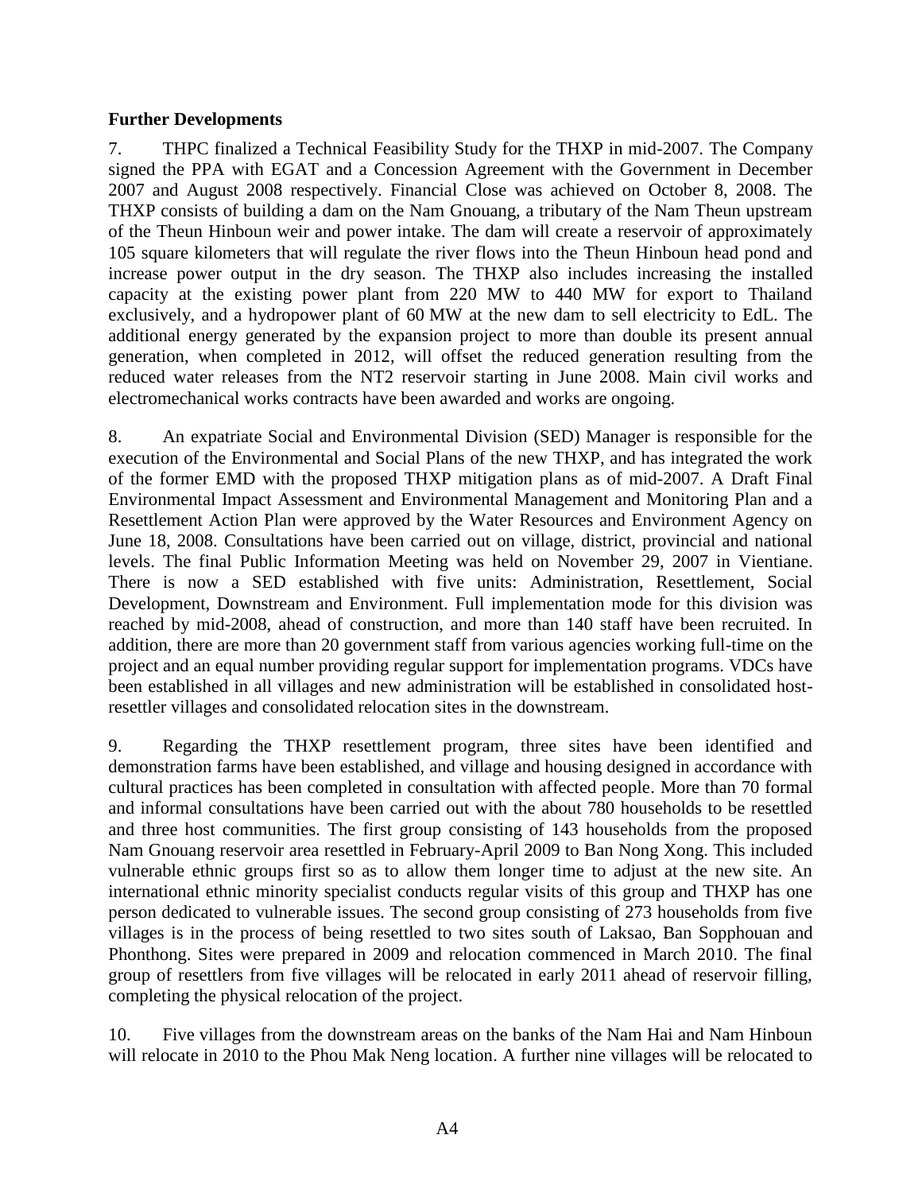**Further Developments**

7. THPC finalized a Technical Feasibility Study for the THXP in mid-2007. The Company signed the PPA with EGAT and a Concession Agreement with the Government in December 2007 and August 2008 respectively. Financial Close was achieved on October 8, 2008. The THXP consists of building a dam on the Nam Gnouang, a tributary of the Nam Theun upstream of the Theun Hinboun weir and power intake. The dam will create a reservoir of approximately 105 square kilometers that will regulate the river flows into the Theun Hinboun head pond and increase power output in the dry season. The THXP also includes increasing the installed capacity at the existing power plant from 220 MW to 440 MW for export to Thailand exclusively, and a hydropower plant of 60 MW at the new dam to sell electricity to EdL. The additional energy generated by the expansion project to more than double its present annual generation, when completed in 2012, will offset the reduced generation resulting from the reduced water releases from the NT2 reservoir starting in June 2008. Main civil works and electromechanical works contracts have been awarded and works are ongoing.

8. An expatriate Social and Environmental Division (SED) Manager is responsible for the execution of the Environmental and Social Plans of the new THXP, and has integrated the work of the former EMD with the proposed THXP mitigation plans as of mid-2007. A Draft Final Environmental Impact Assessment and Environmental Management and Monitoring Plan and a Resettlement Action Plan were approved by the Water Resources and Environment Agency on June 18, 2008. Consultations have been carried out on village, district, provincial and national levels. The final Public Information Meeting was held on November 29, 2007 in Vientiane. There is now a SED established with five units: Administration, Resettlement, Social Development, Downstream and Environment. Full implementation mode for this division was reached by mid-2008, ahead of construction, and more than 140 staff have been recruited. In addition, there are more than 20 government staff from various agencies working full-time on the project and an equal number providing regular support for implementation programs. VDCs have been established in all villages and new administration will be established in consolidated host-resettler villages and consolidated relocation sites in the downstream.

9. Regarding the THXP resettlement program, three sites have been identified and demonstration farms have been established, and village and housing designed in accordance with cultural practices has been completed in consultation with affected people. More than 70 formal and informal consultations have been carried out with the about 780 households to be resettled and three host communities. The first group consisting of 143 households from the proposed Nam Gnouang reservoir area resettled in February-April 2009 to Ban Nong Xong. This included vulnerable ethnic groups first so as to allow them longer time to adjust at the new site. An international ethnic minority specialist conducts regular visits of this group and THXP has one person dedicated to vulnerable issues. The second group consisting of 273 households from five villages is in the process of being resettled to two sites south of Laksao, Ban Sopphouan and Phonthong. Sites were prepared in 2009 and relocation commenced in March 2010. The final group of resettlers from five villages will be relocated in early 2011 ahead of reservoir filling, completing the physical relocation of the project.

10. Five villages from the downstream areas on the banks of the Nam Hai and Nam Hinboun will relocate in 2010 to the Phou Mak Neng location. A further nine villages will be relocated to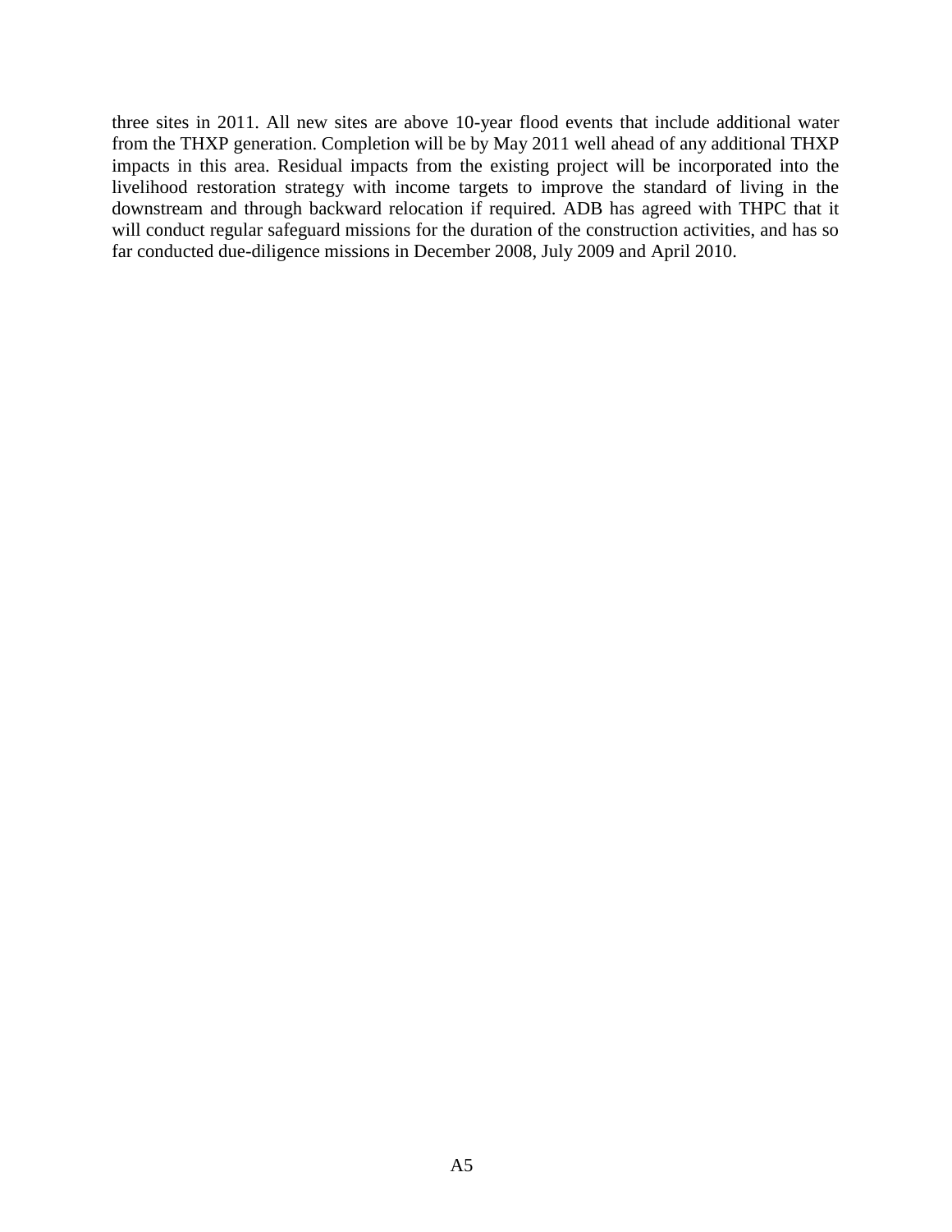three sites in 2011. All new sites are above 10-year flood events that include additional water from the THXP generation. Completion will be by May 2011 well ahead of any additional THXP impacts in this area. Residual impacts from the existing project will be incorporated into the livelihood restoration strategy with income targets to improve the standard of living in the downstream and through backward relocation if required. ADB has agreed with THPC that it will conduct regular safeguard missions for the duration of the construction activities, and has so far conducted due-diligence missions in December 2008, July 2009 and April 2010.